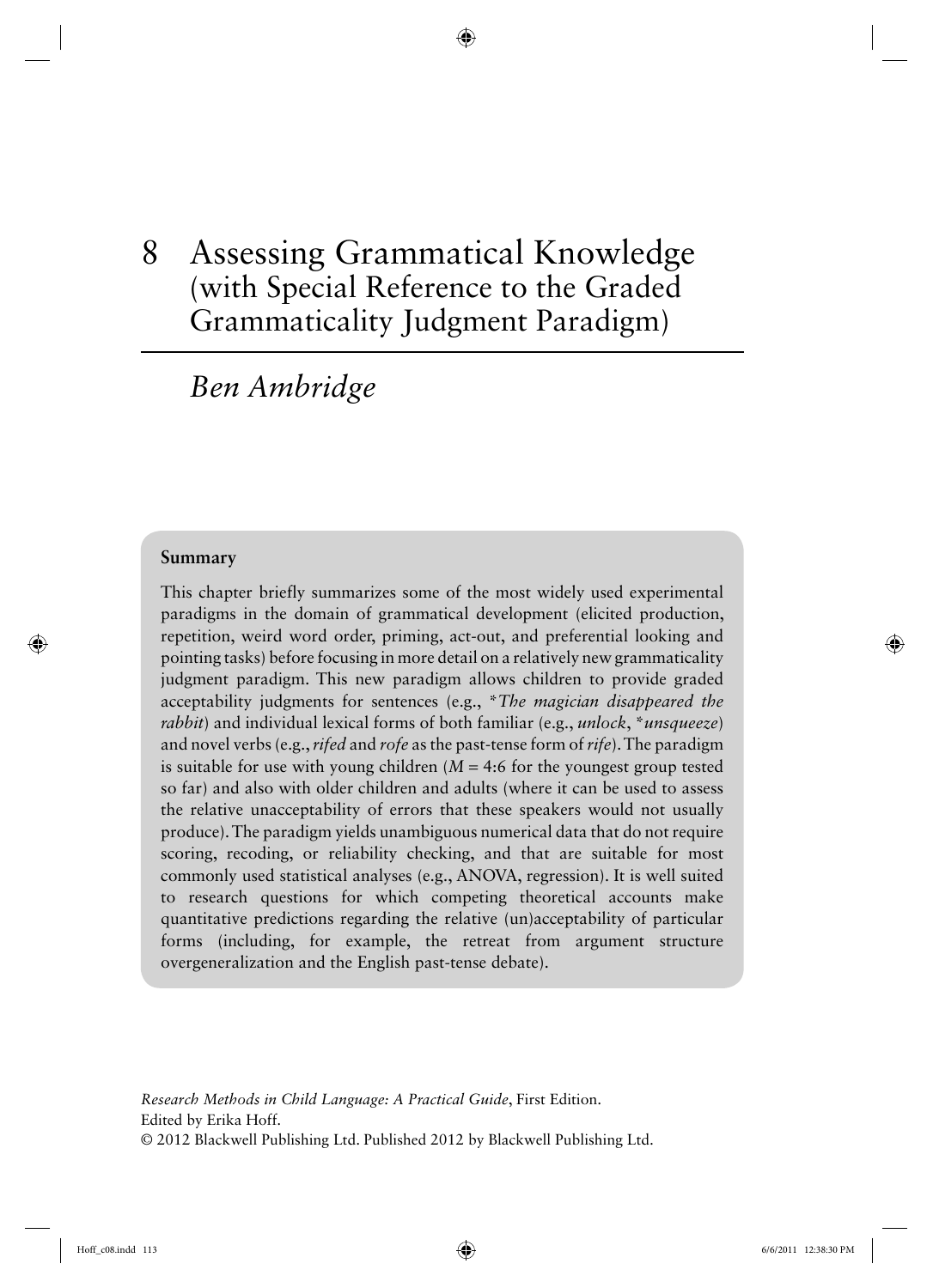# 8 Assessing Grammatical Knowledge (with Special Reference to the Graded Grammaticality Judgment Paradigm)

## *Ben Ambridge*

**Summary**

This chapter briefly summarizes some of the most widely used experimental paradigms in the domain of grammatical development (elicited production, repetition, weird word order, priming, act-out, and preferential looking and pointing tasks) before focusing in more detail on a relatively new grammaticality judgment paradigm. This new paradigm allows children to provide graded acceptability judgments for sentences (e.g., *\*The magician disappeared the rabbit*) and individual lexical forms of both familiar (e.g., *unlock*, *\*unsqueeze*) and novel verbs (e.g., *rifed* and *rofe* as the past-tense form of *rife*). The paradigm is suitable for use with young children (*M* = 4:6 for the youngest group tested so far) and also with older children and adults (where it can be used to assess the relative unacceptability of errors that these speakers would not usually produce). The paradigm yields unambiguous numerical data that do not require scoring, recoding, or reliability checking, and that are suitable for most commonly used statistical analyses (e.g., ANOVA, regression). It is well suited to research questions for which competing theoretical accounts make quantitative predictions regarding the relative (un)acceptability of particular forms (including, for example, the retreat from argument structure overgeneralization and the English past-tense debate).

*Research Methods in Child Language: A Practical Guide*, First Edition.
Edited by Erika Hoff.
© 2012 Blackwell Publishing Ltd. Published 2012 by Blackwell Publishing Ltd.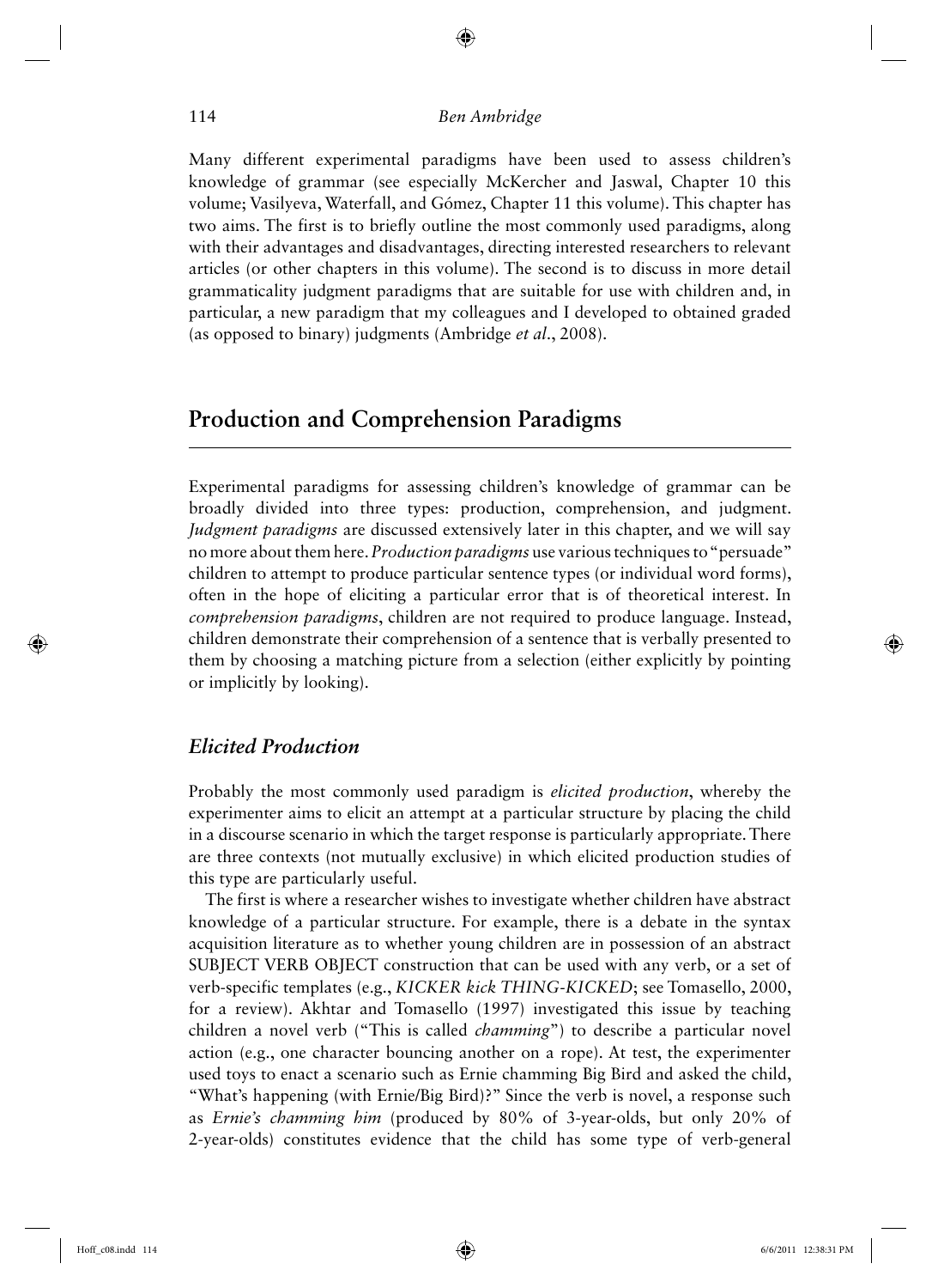Many different experimental paradigms have been used to assess children's knowledge of grammar (see especially McKercher and Jaswal, Chapter 10 this volume; Vasilyeva, Waterfall, and Gómez, Chapter 11 this volume). This chapter has two aims. The first is to briefly outline the most commonly used paradigms, along with their advantages and disadvantages, directing interested researchers to relevant articles (or other chapters in this volume). The second is to discuss in more detail grammaticality judgment paradigms that are suitable for use with children and, in particular, a new paradigm that my colleagues and I developed to obtained graded (as opposed to binary) judgments (Ambridge *et al*., 2008).

## Production and Comprehension Paradigms

Experimental paradigms for assessing children's knowledge of grammar can be broadly divided into three types: production, comprehension, and judgment. *Judgment paradigms* are discussed extensively later in this chapter, and we will say no more about them here. *Production paradigms* use various techniques to "persuade" children to attempt to produce particular sentence types (or individual word forms), often in the hope of eliciting a particular error that is of theoretical interest. In *comprehension paradigms*, children are not required to produce language. Instead, children demonstrate their comprehension of a sentence that is verbally presented to them by choosing a matching picture from a selection (either explicitly by pointing or implicitly by looking).

### Elicited Production

Probably the most commonly used paradigm is *elicited production*, whereby the experimenter aims to elicit an attempt at a particular structure by placing the child in a discourse scenario in which the target response is particularly appropriate. There are three contexts (not mutually exclusive) in which elicited production studies of this type are particularly useful.

The first is where a researcher wishes to investigate whether children have abstract knowledge of a particular structure. For example, there is a debate in the syntax acquisition literature as to whether young children are in possession of an abstract SUBJECT VERB OBJECT construction that can be used with any verb, or a set of verb-specific templates (e.g., *KICKER kick THING-KICKED*; see Tomasello, 2000, for a review). Akhtar and Tomasello (1997) investigated this issue by teaching children a novel verb ("This is called *chamming*") to describe a particular novel action (e.g., one character bouncing another on a rope). At test, the experimenter used toys to enact a scenario such as Ernie chamming Big Bird and asked the child, "What's happening (with Ernie/Big Bird)?" Since the verb is novel, a response such as *Ernie's chamming him* (produced by 80% of 3-year-olds, but only 20% of 2-year-olds) constitutes evidence that the child has some type of verb-general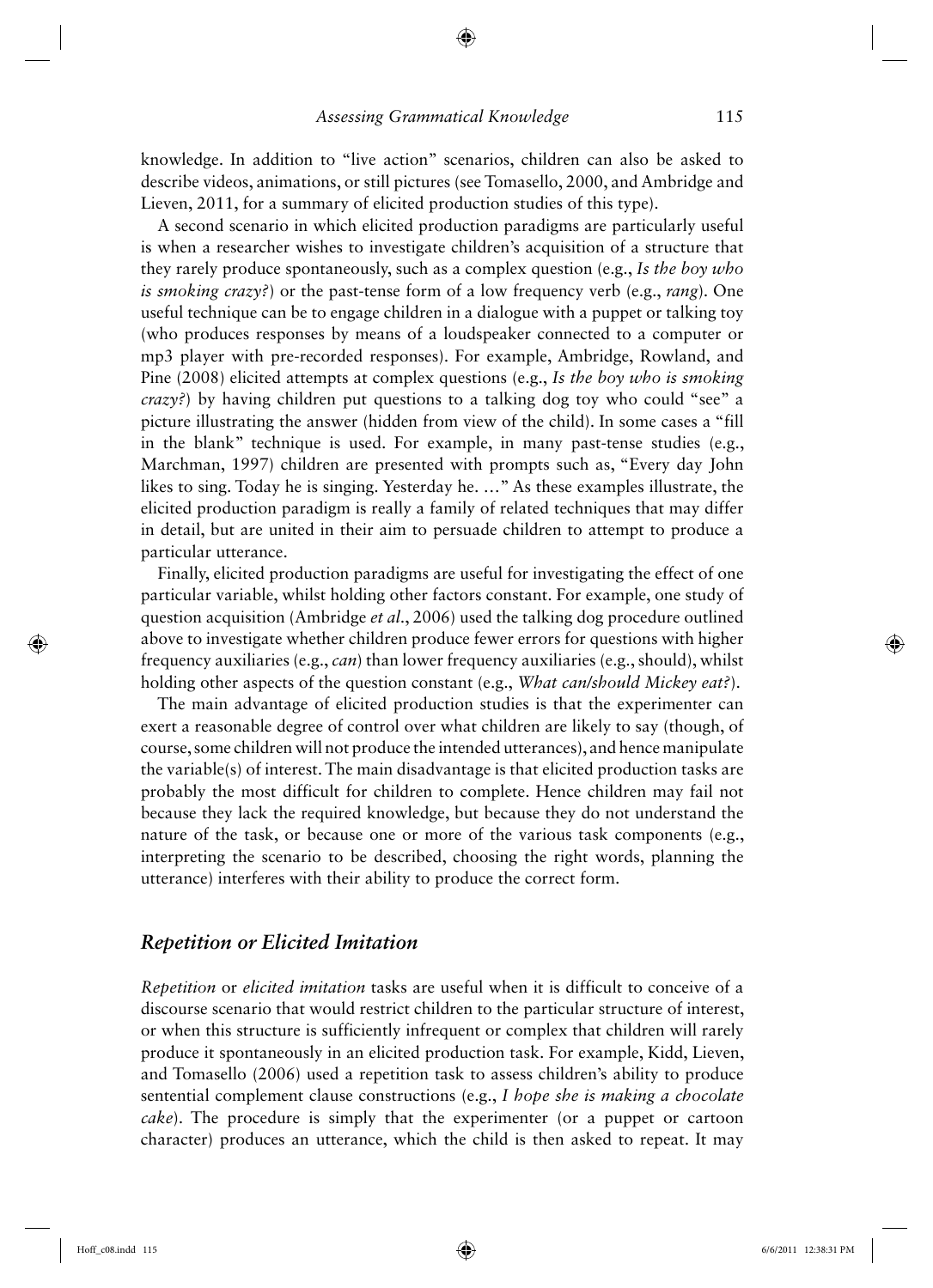knowledge. In addition to "live action" scenarios, children can also be asked to describe videos, animations, or still pictures (see Tomasello, 2000, and Ambridge and Lieven, 2011, for a summary of elicited production studies of this type).

A second scenario in which elicited production paradigms are particularly useful is when a researcher wishes to investigate children's acquisition of a structure that they rarely produce spontaneously, such as a complex question (e.g., *Is the boy who is smoking crazy?*) or the past-tense form of a low frequency verb (e.g., *rang*). One useful technique can be to engage children in a dialogue with a puppet or talking toy (who produces responses by means of a loudspeaker connected to a computer or mp3 player with pre-recorded responses). For example, Ambridge, Rowland, and Pine (2008) elicited attempts at complex questions (e.g., *Is the boy who is smoking crazy?*) by having children put questions to a talking dog toy who could "see" a picture illustrating the answer (hidden from view of the child). In some cases a "fill in the blank" technique is used. For example, in many past-tense studies (e.g., Marchman, 1997) children are presented with prompts such as, "Every day John likes to sing. Today he is singing. Yesterday he. …" As these examples illustrate, the elicited production paradigm is really a family of related techniques that may differ in detail, but are united in their aim to persuade children to attempt to produce a particular utterance.

Finally, elicited production paradigms are useful for investigating the effect of one particular variable, whilst holding other factors constant. For example, one study of question acquisition (Ambridge *et al.*, 2006) used the talking dog procedure outlined above to investigate whether children produce fewer errors for questions with higher frequency auxiliaries (e.g., *can*) than lower frequency auxiliaries (e.g., should), whilst holding other aspects of the question constant (e.g., *What can/should Mickey eat?*).

The main advantage of elicited production studies is that the experimenter can exert a reasonable degree of control over what children are likely to say (though, of course, some children will not produce the intended utterances), and hence manipulate the variable(s) of interest. The main disadvantage is that elicited production tasks are probably the most difficult for children to complete. Hence children may fail not because they lack the required knowledge, but because they do not understand the nature of the task, or because one or more of the various task components (e.g., interpreting the scenario to be described, choosing the right words, planning the utterance) interferes with their ability to produce the correct form.

## *Repetition or Elicited Imitation*

*Repetition* or *elicited imitation* tasks are useful when it is difficult to conceive of a discourse scenario that would restrict children to the particular structure of interest, or when this structure is sufficiently infrequent or complex that children will rarely produce it spontaneously in an elicited production task. For example, Kidd, Lieven, and Tomasello (2006) used a repetition task to assess children's ability to produce sentential complement clause constructions (e.g., *I hope she is making a chocolate cake*). The procedure is simply that the experimenter (or a puppet or cartoon character) produces an utterance, which the child is then asked to repeat. It may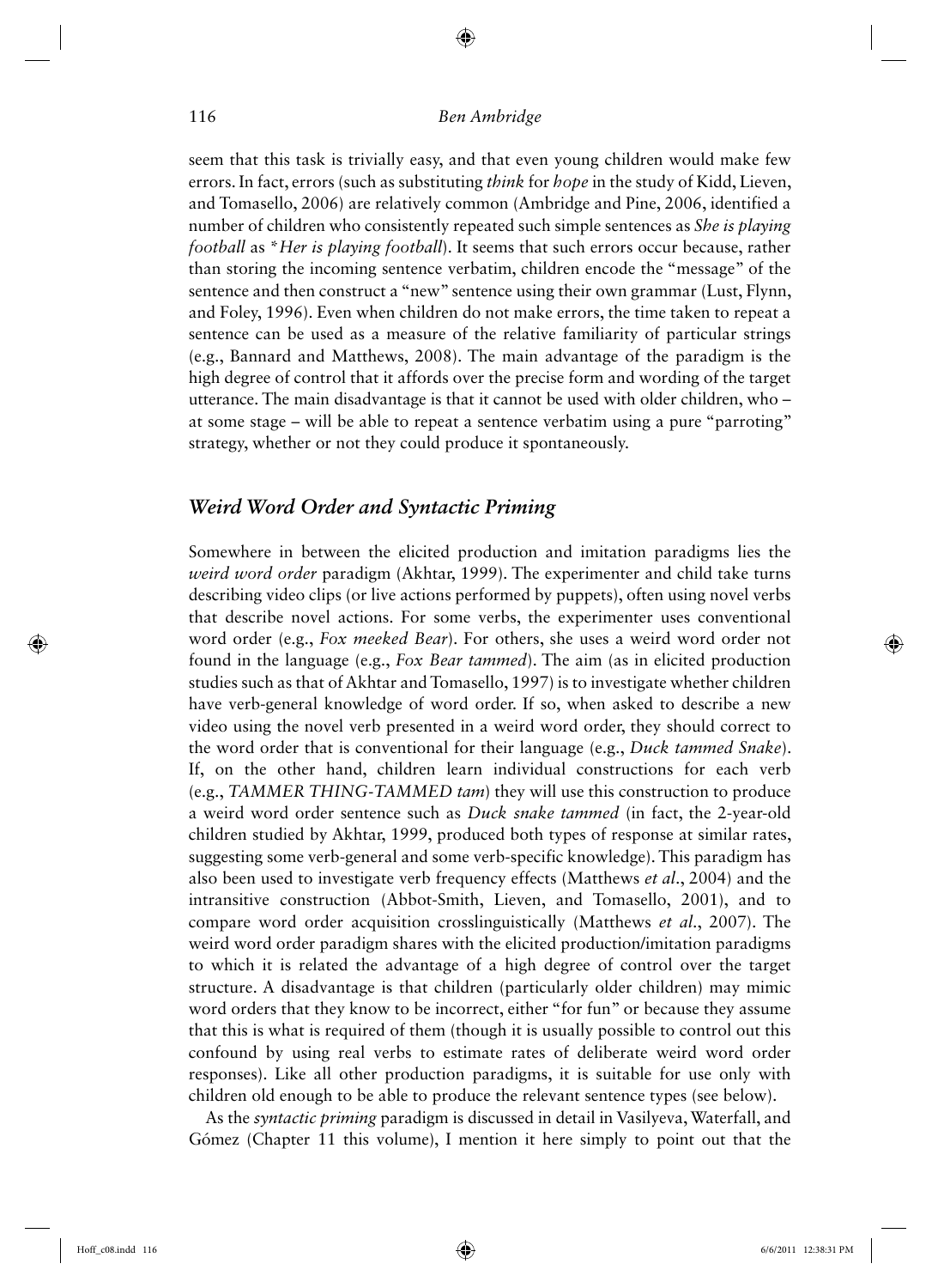seem that this task is trivially easy, and that even young children would make few errors. In fact, errors (such as substituting *think* for *hope* in the study of Kidd, Lieven, and Tomasello, 2006) are relatively common (Ambridge and Pine, 2006, identified a number of children who consistently repeated such simple sentences as *She is playing football* as **Her is playing football*). It seems that such errors occur because, rather than storing the incoming sentence verbatim, children encode the "message" of the sentence and then construct a "new" sentence using their own grammar (Lust, Flynn, and Foley, 1996). Even when children do not make errors, the time taken to repeat a sentence can be used as a measure of the relative familiarity of particular strings (e.g., Bannard and Matthews, 2008). The main advantage of the paradigm is the high degree of control that it affords over the precise form and wording of the target utterance. The main disadvantage is that it cannot be used with older children, who – at some stage – will be able to repeat a sentence verbatim using a pure "parroting" strategy, whether or not they could produce it spontaneously.

## *Weird Word Order and Syntactic Priming*

Somewhere in between the elicited production and imitation paradigms lies the *weird word order* paradigm (Akhtar, 1999). The experimenter and child take turns describing video clips (or live actions performed by puppets), often using novel verbs that describe novel actions. For some verbs, the experimenter uses conventional word order (e.g., *Fox meeked Bear*). For others, she uses a weird word order not found in the language (e.g., *Fox Bear tammed*). The aim (as in elicited production studies such as that of Akhtar and Tomasello, 1997) is to investigate whether children have verb-general knowledge of word order. If so, when asked to describe a new video using the novel verb presented in a weird word order, they should correct to the word order that is conventional for their language (e.g., *Duck tammed Snake*). If, on the other hand, children learn individual constructions for each verb (e.g., *TAMMER THING-TAMMED tam*) they will use this construction to produce a weird word order sentence such as *Duck snake tammed* (in fact, the 2-year-old children studied by Akhtar, 1999, produced both types of response at similar rates, suggesting some verb-general and some verb-specific knowledge). This paradigm has also been used to investigate verb frequency effects (Matthews *et al*., 2004) and the intransitive construction (Abbot-Smith, Lieven, and Tomasello, 2001), and to compare word order acquisition crosslinguistically (Matthews *et al*., 2007). The weird word order paradigm shares with the elicited production/imitation paradigms to which it is related the advantage of a high degree of control over the target structure. A disadvantage is that children (particularly older children) may mimic word orders that they know to be incorrect, either "for fun" or because they assume that this is what is required of them (though it is usually possible to control out this confound by using real verbs to estimate rates of deliberate weird word order responses). Like all other production paradigms, it is suitable for use only with children old enough to be able to produce the relevant sentence types (see below).

As the *syntactic priming* paradigm is discussed in detail in Vasilyeva, Waterfall, and Gómez (Chapter 11 this volume), I mention it here simply to point out that the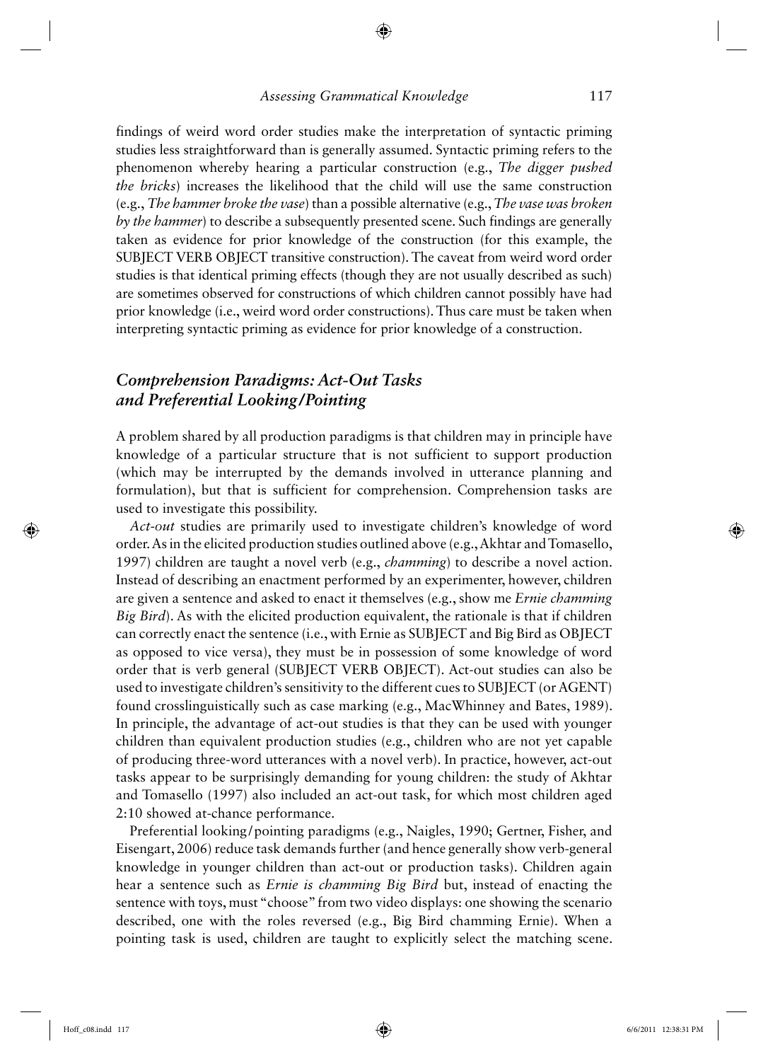findings of weird word order studies make the interpretation of syntactic priming studies less straightforward than is generally assumed. Syntactic priming refers to the phenomenon whereby hearing a particular construction (e.g., *The digger pushed the bricks*) increases the likelihood that the child will use the same construction (e.g., *The hammer broke the vase*) than a possible alternative (e.g., *The vase was broken by the hammer*) to describe a subsequently presented scene. Such findings are generally taken as evidence for prior knowledge of the construction (for this example, the SUBJECT VERB OBJECT transitive construction). The caveat from weird word order studies is that identical priming effects (though they are not usually described as such) are sometimes observed for constructions of which children cannot possibly have had prior knowledge (i.e., weird word order constructions). Thus care must be taken when interpreting syntactic priming as evidence for prior knowledge of a construction.

## *Comprehension Paradigms: Act-Out Tasks and Preferential Looking/Pointing*

A problem shared by all production paradigms is that children may in principle have knowledge of a particular structure that is not sufficient to support production (which may be interrupted by the demands involved in utterance planning and formulation), but that is sufficient for comprehension. Comprehension tasks are used to investigate this possibility.

*Act-out* studies are primarily used to investigate children's knowledge of word order. As in the elicited production studies outlined above (e.g., Akhtar and Tomasello, 1997) children are taught a novel verb (e.g., *chamming*) to describe a novel action. Instead of describing an enactment performed by an experimenter, however, children are given a sentence and asked to enact it themselves (e.g., show me *Ernie chamming Big Bird*). As with the elicited production equivalent, the rationale is that if children can correctly enact the sentence (i.e., with Ernie as SUBJECT and Big Bird as OBJECT as opposed to vice versa), they must be in possession of some knowledge of word order that is verb general (SUBJECT VERB OBJECT). Act-out studies can also be used to investigate children's sensitivity to the different cues to SUBJECT (or AGENT) found crosslinguistically such as case marking (e.g., MacWhinney and Bates, 1989). In principle, the advantage of act-out studies is that they can be used with younger children than equivalent production studies (e.g., children who are not yet capable of producing three-word utterances with a novel verb). In practice, however, act-out tasks appear to be surprisingly demanding for young children: the study of Akhtar and Tomasello (1997) also included an act-out task, for which most children aged 2:10 showed at-chance performance.

Preferential looking/pointing paradigms (e.g., Naigles, 1990; Gertner, Fisher, and Eisengart, 2006) reduce task demands further (and hence generally show verb-general knowledge in younger children than act-out or production tasks). Children again hear a sentence such as *Ernie is chamming Big Bird* but, instead of enacting the sentence with toys, must "choose" from two video displays: one showing the scenario described, one with the roles reversed (e.g., Big Bird chamming Ernie). When a pointing task is used, children are taught to explicitly select the matching scene.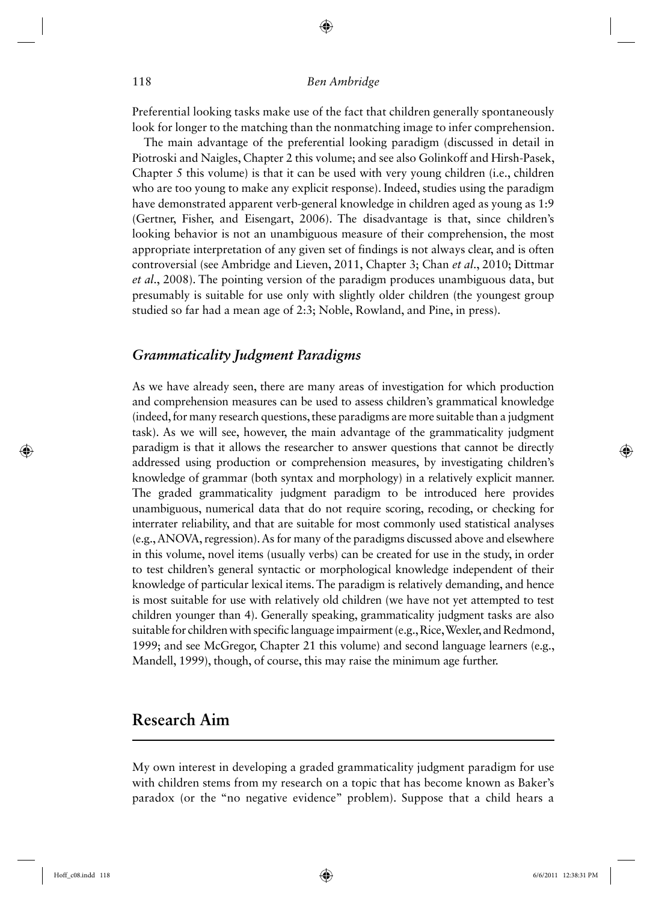Preferential looking tasks make use of the fact that children generally spontaneously look for longer to the matching than the nonmatching image to infer comprehension.

The main advantage of the preferential looking paradigm (discussed in detail in Piotroski and Naigles, Chapter 2 this volume; and see also Golinkoff and Hirsh-Pasek, Chapter 5 this volume) is that it can be used with very young children (i.e., children who are too young to make any explicit response). Indeed, studies using the paradigm have demonstrated apparent verb-general knowledge in children aged as young as 1:9 (Gertner, Fisher, and Eisengart, 2006). The disadvantage is that, since children's looking behavior is not an unambiguous measure of their comprehension, the most appropriate interpretation of any given set of findings is not always clear, and is often controversial (see Ambridge and Lieven, 2011, Chapter 3; Chan *et al*., 2010; Dittmar *et al*., 2008). The pointing version of the paradigm produces unambiguous data, but presumably is suitable for use only with slightly older children (the youngest group studied so far had a mean age of 2:3; Noble, Rowland, and Pine, in press).

### *Grammaticality Judgment Paradigms*

As we have already seen, there are many areas of investigation for which production and comprehension measures can be used to assess children's grammatical knowledge (indeed, for many research questions, these paradigms are more suitable than a judgment task). As we will see, however, the main advantage of the grammaticality judgment paradigm is that it allows the researcher to answer questions that cannot be directly addressed using production or comprehension measures, by investigating children's knowledge of grammar (both syntax and morphology) in a relatively explicit manner. The graded grammaticality judgment paradigm to be introduced here provides unambiguous, numerical data that do not require scoring, recoding, or checking for interrater reliability, and that are suitable for most commonly used statistical analyses (e.g., ANOVA, regression). As for many of the paradigms discussed above and elsewhere in this volume, novel items (usually verbs) can be created for use in the study, in order to test children's general syntactic or morphological knowledge independent of their knowledge of particular lexical items. The paradigm is relatively demanding, and hence is most suitable for use with relatively old children (we have not yet attempted to test children younger than 4). Generally speaking, grammaticality judgment tasks are also suitable for children with specific language impairment (e.g., Rice, Wexler, and Redmond, 1999; and see McGregor, Chapter 21 this volume) and second language learners (e.g., Mandell, 1999), though, of course, this may raise the minimum age further.

## Research Aim

My own interest in developing a graded grammaticality judgment paradigm for use with children stems from my research on a topic that has become known as Baker's paradox (or the "no negative evidence" problem). Suppose that a child hears a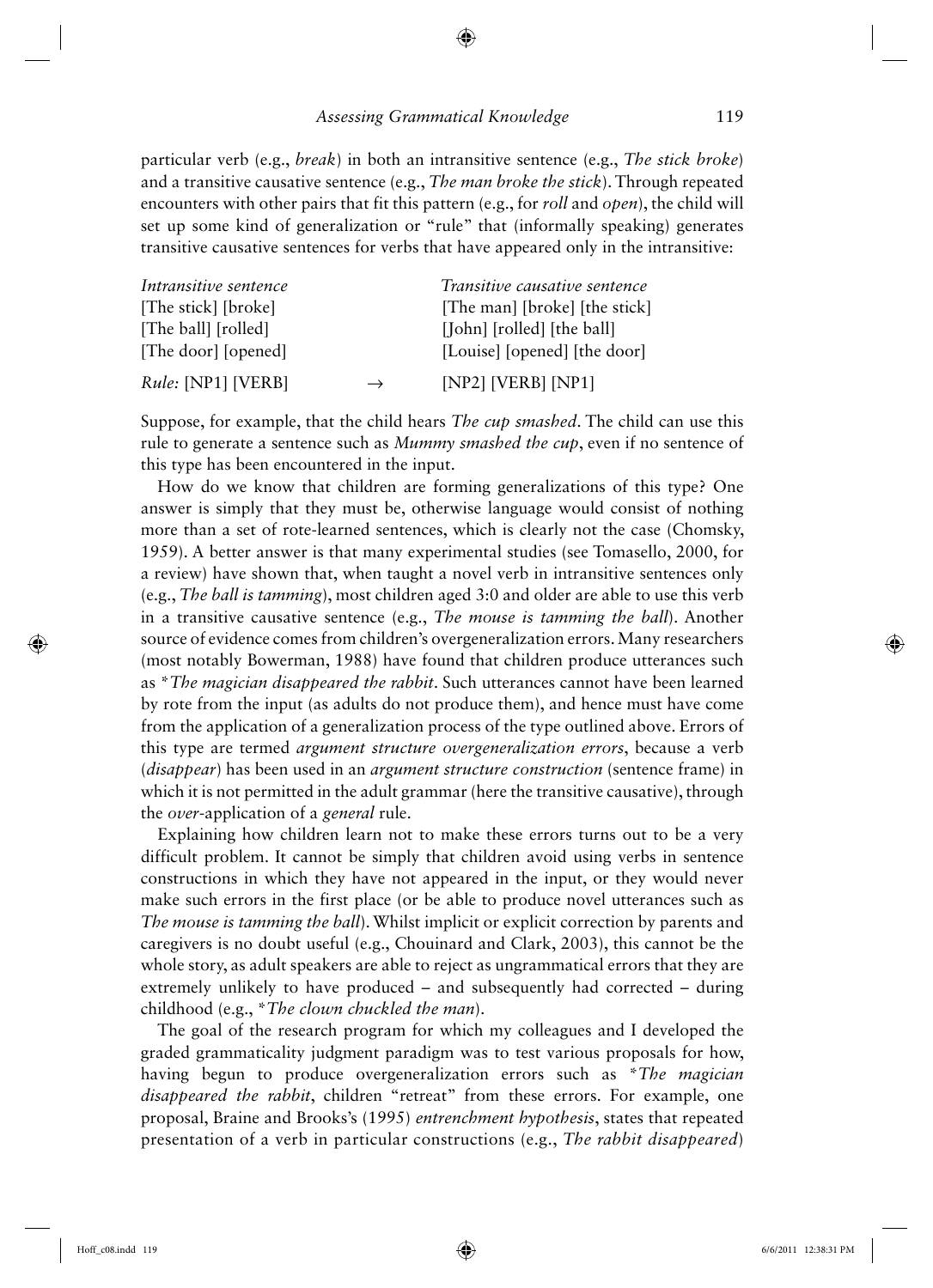particular verb (e.g., *break*) in both an intransitive sentence (e.g., *The stick broke*) and a transitive causative sentence (e.g., *The man broke the stick*). Through repeated encounters with other pairs that fit this pattern (e.g., for *roll* and *open*), the child will set up some kind of generalization or "rule" that (informally speaking) generates transitive causative sentences for verbs that have appeared only in the intransitive:

| *Intransitive sentence* | | *Transitive causative sentence* |
|---|---|---|
| [The stick] [broke] | | [The man] [broke] [the stick] |
| [The ball] [rolled] | | [John] [rolled] [the ball] |
| [The door] [opened] | | [Louise] [opened] [the door] |
| *Rule:* [NP1] [VERB] | → | [NP2] [VERB] [NP1] |

Suppose, for example, that the child hears *The cup smashed*. The child can use this rule to generate a sentence such as *Mummy smashed the cup*, even if no sentence of this type has been encountered in the input.

How do we know that children are forming generalizations of this type? One answer is simply that they must be, otherwise language would consist of nothing more than a set of rote-learned sentences, which is clearly not the case (Chomsky, 1959). A better answer is that many experimental studies (see Tomasello, 2000, for a review) have shown that, when taught a novel verb in intransitive sentences only (e.g., *The ball is tamming*), most children aged 3:0 and older are able to use this verb in a transitive causative sentence (e.g., *The mouse is tamming the ball*). Another source of evidence comes from children's overgeneralization errors. Many researchers (most notably Bowerman, 1988) have found that children produce utterances such as **The magician disappeared the rabbit*. Such utterances cannot have been learned by rote from the input (as adults do not produce them), and hence must have come from the application of a generalization process of the type outlined above. Errors of this type are termed *argument structure overgeneralization errors*, because a verb (*disappear*) has been used in an *argument structure construction* (sentence frame) in which it is not permitted in the adult grammar (here the transitive causative), through the *over*-application of a *general* rule.

Explaining how children learn not to make these errors turns out to be a very difficult problem. It cannot be simply that children avoid using verbs in sentence constructions in which they have not appeared in the input, or they would never make such errors in the first place (or be able to produce novel utterances such as *The mouse is tamming the ball*). Whilst implicit or explicit correction by parents and caregivers is no doubt useful (e.g., Chouinard and Clark, 2003), this cannot be the whole story, as adult speakers are able to reject as ungrammatical errors that they are extremely unlikely to have produced – and subsequently had corrected – during childhood (e.g., **The clown chuckled the man*).

The goal of the research program for which my colleagues and I developed the graded grammaticality judgment paradigm was to test various proposals for how, having begun to produce overgeneralization errors such as **The magician disappeared the rabbit*, children "retreat" from these errors. For example, one proposal, Braine and Brooks's (1995) *entrenchment hypothesis*, states that repeated presentation of a verb in particular constructions (e.g., *The rabbit disappeared*)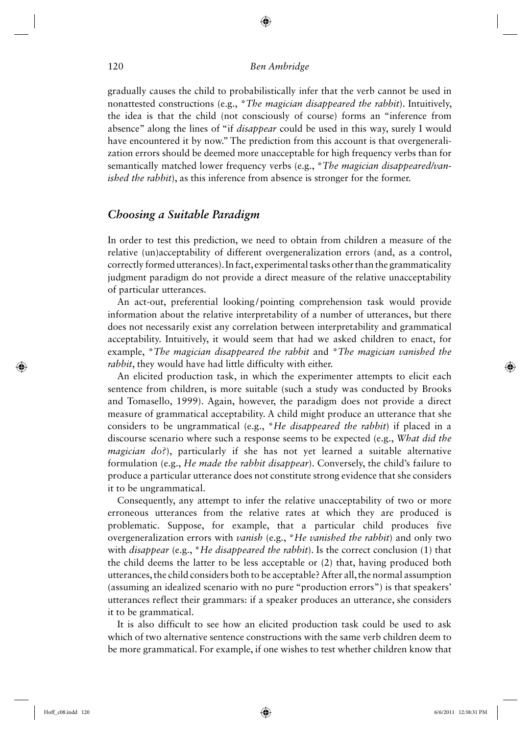gradually causes the child to probabilistically infer that the verb cannot be used in nonattested constructions (e.g., **The magician disappeared the rabbit*). Intuitively, the idea is that the child (not consciously of course) forms an "inference from absence" along the lines of "if *disappear* could be used in this way, surely I would have encountered it by now." The prediction from this account is that overgeneralization errors should be deemed more unacceptable for high frequency verbs than for semantically matched lower frequency verbs (e.g., **The magician disappeared/vanished the rabbit*), as this inference from absence is stronger for the former.

## *Choosing a Suitable Paradigm*

In order to test this prediction, we need to obtain from children a measure of the relative (un)acceptability of different overgeneralization errors (and, as a control, correctly formed utterances). In fact, experimental tasks other than the grammaticality judgment paradigm do not provide a direct measure of the relative unacceptability of particular utterances.

An act-out, preferential looking/pointing comprehension task would provide information about the relative interpretability of a number of utterances, but there does not necessarily exist any correlation between interpretability and grammatical acceptability. Intuitively, it would seem that had we asked children to enact, for example, **The magician disappeared the rabbit* and **The magician vanished the rabbit*, they would have had little difficulty with either.

An elicited production task, in which the experimenter attempts to elicit each sentence from children, is more suitable (such a study was conducted by Brooks and Tomasello, 1999). Again, however, the paradigm does not provide a direct measure of grammatical acceptability. A child might produce an utterance that she considers to be ungrammatical (e.g., **He disappeared the rabbit*) if placed in a discourse scenario where such a response seems to be expected (e.g., *What did the magician do?*), particularly if she has not yet learned a suitable alternative formulation (e.g., *He made the rabbit disappear*). Conversely, the child's failure to produce a particular utterance does not constitute strong evidence that she considers it to be ungrammatical.

Consequently, any attempt to infer the relative unacceptability of two or more erroneous utterances from the relative rates at which they are produced is problematic. Suppose, for example, that a particular child produces five overgeneralization errors with *vanish* (e.g., **He vanished the rabbit*) and only two with *disappear* (e.g., **He disappeared the rabbit*). Is the correct conclusion (1) that the child deems the latter to be less acceptable or (2) that, having produced both utterances, the child considers both to be acceptable? After all, the normal assumption (assuming an idealized scenario with no pure "production errors") is that speakers' utterances reflect their grammars: if a speaker produces an utterance, she considers it to be grammatical.

It is also difficult to see how an elicited production task could be used to ask which of two alternative sentence constructions with the same verb children deem to be more grammatical. For example, if one wishes to test whether children know that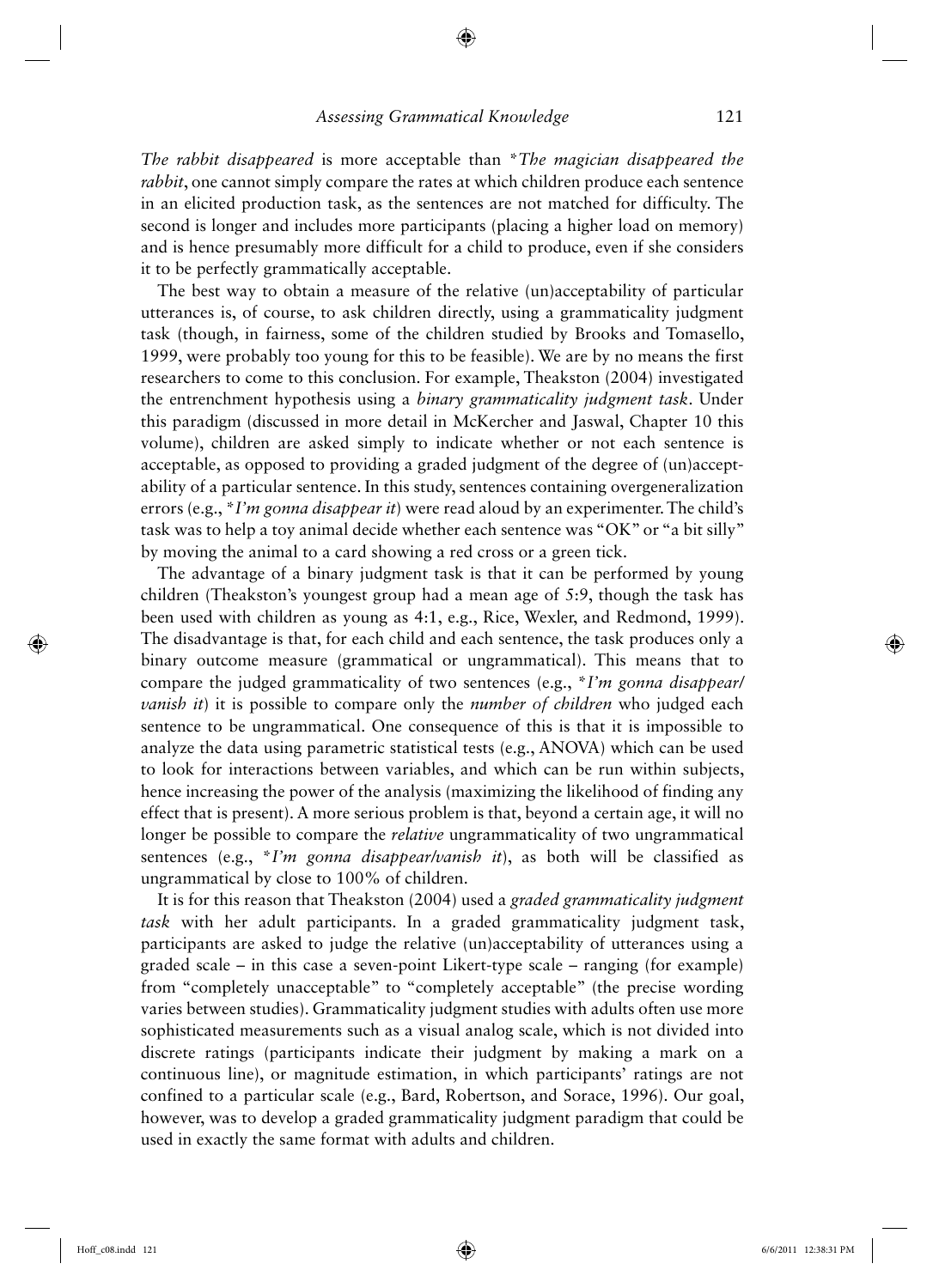*The rabbit disappeared* is more acceptable than **The magician disappeared the rabbit*, one cannot simply compare the rates at which children produce each sentence in an elicited production task, as the sentences are not matched for difficulty. The second is longer and includes more participants (placing a higher load on memory) and is hence presumably more difficult for a child to produce, even if she considers it to be perfectly grammatically acceptable.

The best way to obtain a measure of the relative (un)acceptability of particular utterances is, of course, to ask children directly, using a grammaticality judgment task (though, in fairness, some of the children studied by Brooks and Tomasello, 1999, were probably too young for this to be feasible). We are by no means the first researchers to come to this conclusion. For example, Theakston (2004) investigated the entrenchment hypothesis using a *binary grammaticality judgment task*. Under this paradigm (discussed in more detail in McKercher and Jaswal, Chapter 10 this volume), children are asked simply to indicate whether or not each sentence is acceptable, as opposed to providing a graded judgment of the degree of (un)acceptability of a particular sentence. In this study, sentences containing overgeneralization errors (e.g., **I'm gonna disappear it*) were read aloud by an experimenter. The child's task was to help a toy animal decide whether each sentence was "OK" or "a bit silly" by moving the animal to a card showing a red cross or a green tick.

The advantage of a binary judgment task is that it can be performed by young children (Theakston's youngest group had a mean age of 5:9, though the task has been used with children as young as 4:1, e.g., Rice, Wexler, and Redmond, 1999). The disadvantage is that, for each child and each sentence, the task produces only a binary outcome measure (grammatical or ungrammatical). This means that to compare the judged grammaticality of two sentences (e.g., **I'm gonna disappear/vanish it*) it is possible to compare only the *number of children* who judged each sentence to be ungrammatical. One consequence of this is that it is impossible to analyze the data using parametric statistical tests (e.g., ANOVA) which can be used to look for interactions between variables, and which can be run within subjects, hence increasing the power of the analysis (maximizing the likelihood of finding any effect that is present). A more serious problem is that, beyond a certain age, it will no longer be possible to compare the *relative* ungrammaticality of two ungrammatical sentences (e.g., **I'm gonna disappear/vanish it*), as both will be classified as ungrammatical by close to 100% of children.

It is for this reason that Theakston (2004) used a *graded grammaticality judgment task* with her adult participants. In a graded grammaticality judgment task, participants are asked to judge the relative (un)acceptability of utterances using a graded scale – in this case a seven-point Likert-type scale – ranging (for example) from "completely unacceptable" to "completely acceptable" (the precise wording varies between studies). Grammaticality judgment studies with adults often use more sophisticated measurements such as a visual analog scale, which is not divided into discrete ratings (participants indicate their judgment by making a mark on a continuous line), or magnitude estimation, in which participants' ratings are not confined to a particular scale (e.g., Bard, Robertson, and Sorace, 1996). Our goal, however, was to develop a graded grammaticality judgment paradigm that could be used in exactly the same format with adults and children.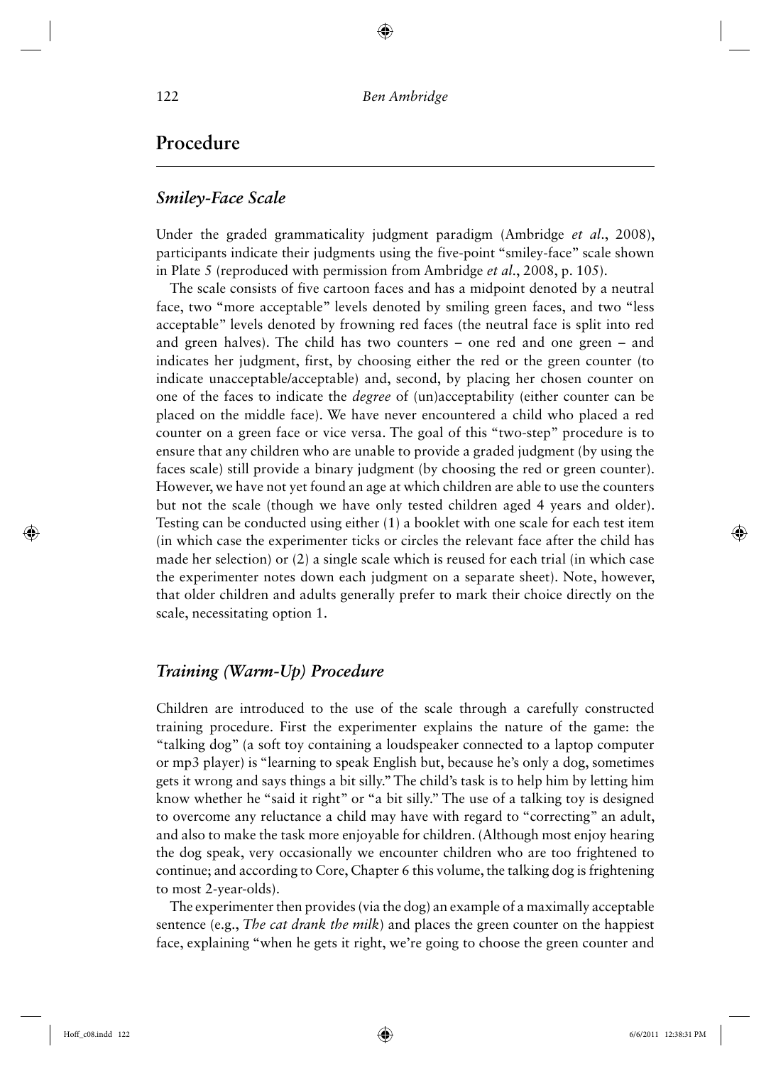## Procedure

### *Smiley-Face Scale*

Under the graded grammaticality judgment paradigm (Ambridge *et al.*, 2008), participants indicate their judgments using the five-point "smiley-face" scale shown in Plate 5 (reproduced with permission from Ambridge *et al.*, 2008, p. 105).

The scale consists of five cartoon faces and has a midpoint denoted by a neutral face, two "more acceptable" levels denoted by smiling green faces, and two "less acceptable" levels denoted by frowning red faces (the neutral face is split into red and green halves). The child has two counters – one red and one green – and indicates her judgment, first, by choosing either the red or the green counter (to indicate unacceptable/acceptable) and, second, by placing her chosen counter on one of the faces to indicate the *degree* of (un)acceptability (either counter can be placed on the middle face). We have never encountered a child who placed a red counter on a green face or vice versa. The goal of this "two-step" procedure is to ensure that any children who are unable to provide a graded judgment (by using the faces scale) still provide a binary judgment (by choosing the red or green counter). However, we have not yet found an age at which children are able to use the counters but not the scale (though we have only tested children aged 4 years and older). Testing can be conducted using either (1) a booklet with one scale for each test item (in which case the experimenter ticks or circles the relevant face after the child has made her selection) or (2) a single scale which is reused for each trial (in which case the experimenter notes down each judgment on a separate sheet). Note, however, that older children and adults generally prefer to mark their choice directly on the scale, necessitating option 1.

### *Training (Warm-Up) Procedure*

Children are introduced to the use of the scale through a carefully constructed training procedure. First the experimenter explains the nature of the game: the "talking dog" (a soft toy containing a loudspeaker connected to a laptop computer or mp3 player) is "learning to speak English but, because he's only a dog, sometimes gets it wrong and says things a bit silly." The child's task is to help him by letting him know whether he "said it right" or "a bit silly." The use of a talking toy is designed to overcome any reluctance a child may have with regard to "correcting" an adult, and also to make the task more enjoyable for children. (Although most enjoy hearing the dog speak, very occasionally we encounter children who are too frightened to continue; and according to Core, Chapter 6 this volume, the talking dog is frightening to most 2-year-olds).

The experimenter then provides (via the dog) an example of a maximally acceptable sentence (e.g., *The cat drank the milk*) and places the green counter on the happiest face, explaining "when he gets it right, we're going to choose the green counter and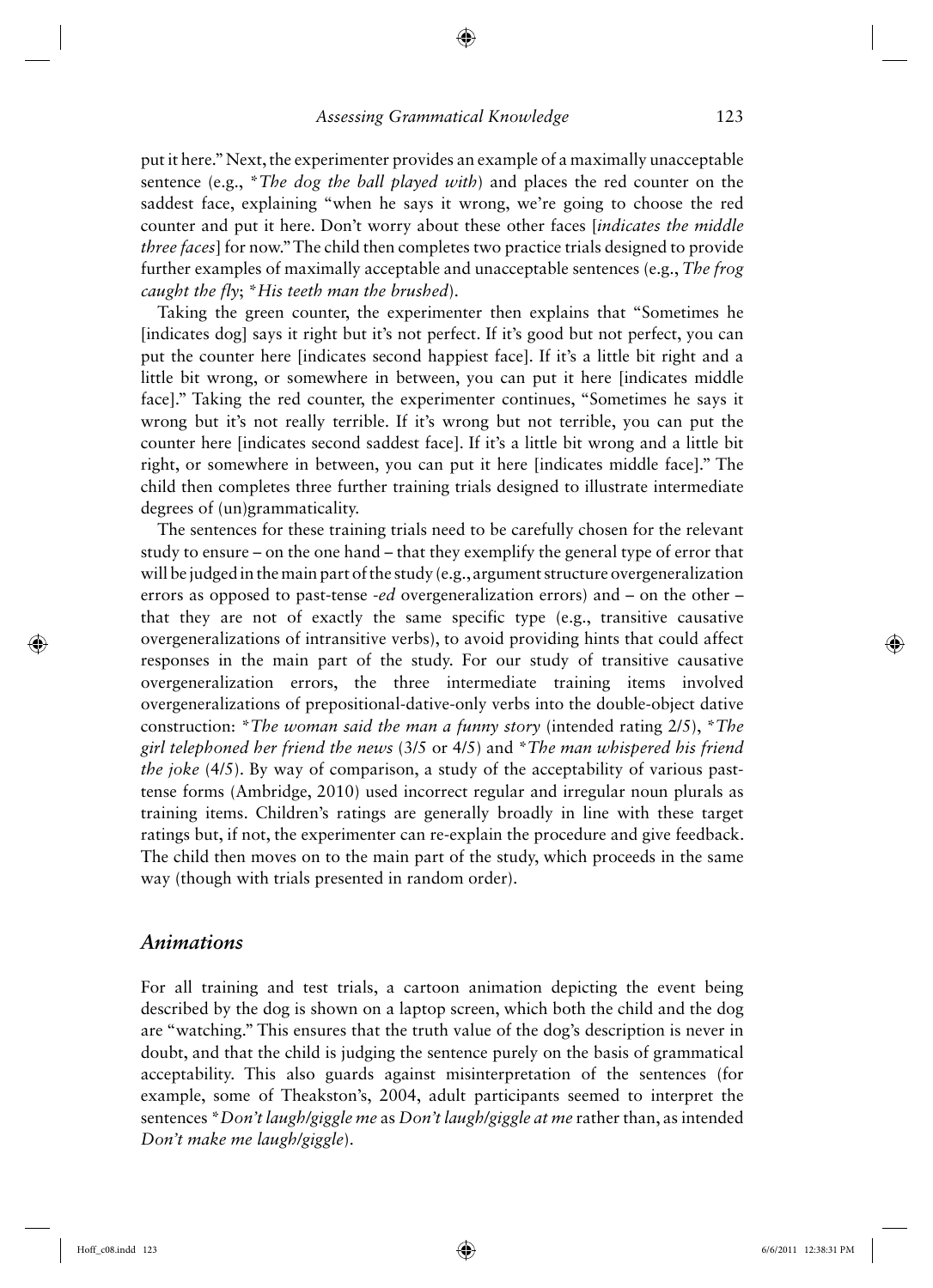put it here." Next, the experimenter provides an example of a maximally unacceptable sentence (e.g., **The dog the ball played with*) and places the red counter on the saddest face, explaining "when he says it wrong, we're going to choose the red counter and put it here. Don't worry about these other faces [*indicates the middle three faces*] for now." The child then completes two practice trials designed to provide further examples of maximally acceptable and unacceptable sentences (e.g., *The frog caught the fly*; **His teeth man the brushed*).

Taking the green counter, the experimenter then explains that "Sometimes he [indicates dog] says it right but it's not perfect. If it's good but not perfect, you can put the counter here [indicates second happiest face]. If it's a little bit right and a little bit wrong, or somewhere in between, you can put it here [indicates middle face]." Taking the red counter, the experimenter continues, "Sometimes he says it wrong but it's not really terrible. If it's wrong but not terrible, you can put the counter here [indicates second saddest face]. If it's a little bit wrong and a little bit right, or somewhere in between, you can put it here [indicates middle face]." The child then completes three further training trials designed to illustrate intermediate degrees of (un)grammaticality.

The sentences for these training trials need to be carefully chosen for the relevant study to ensure – on the one hand – that they exemplify the general type of error that will be judged in the main part of the study (e.g., argument structure overgeneralization errors as opposed to past-tense *-ed* overgeneralization errors) and – on the other – that they are not of exactly the same specific type (e.g., transitive causative overgeneralizations of intransitive verbs), to avoid providing hints that could affect responses in the main part of the study. For our study of transitive causative overgeneralization errors, the three intermediate training items involved overgeneralizations of prepositional-dative-only verbs into the double-object dative construction: **The woman said the man a funny story* (intended rating 2/5), **The girl telephoned her friend the news* (3/5 or 4/5) and **The man whispered his friend the joke* (4/5). By way of comparison, a study of the acceptability of various past-tense forms (Ambridge, 2010) used incorrect regular and irregular noun plurals as training items. Children's ratings are generally broadly in line with these target ratings but, if not, the experimenter can re-explain the procedure and give feedback. The child then moves on to the main part of the study, which proceeds in the same way (though with trials presented in random order).

## *Animations*

For all training and test trials, a cartoon animation depicting the event being described by the dog is shown on a laptop screen, which both the child and the dog are "watching." This ensures that the truth value of the dog's description is never in doubt, and that the child is judging the sentence purely on the basis of grammatical acceptability. This also guards against misinterpretation of the sentences (for example, some of Theakston's, 2004, adult participants seemed to interpret the sentences **Don't laugh/giggle me* as *Don't laugh/giggle at me* rather than, as intended *Don't make me laugh/giggle*).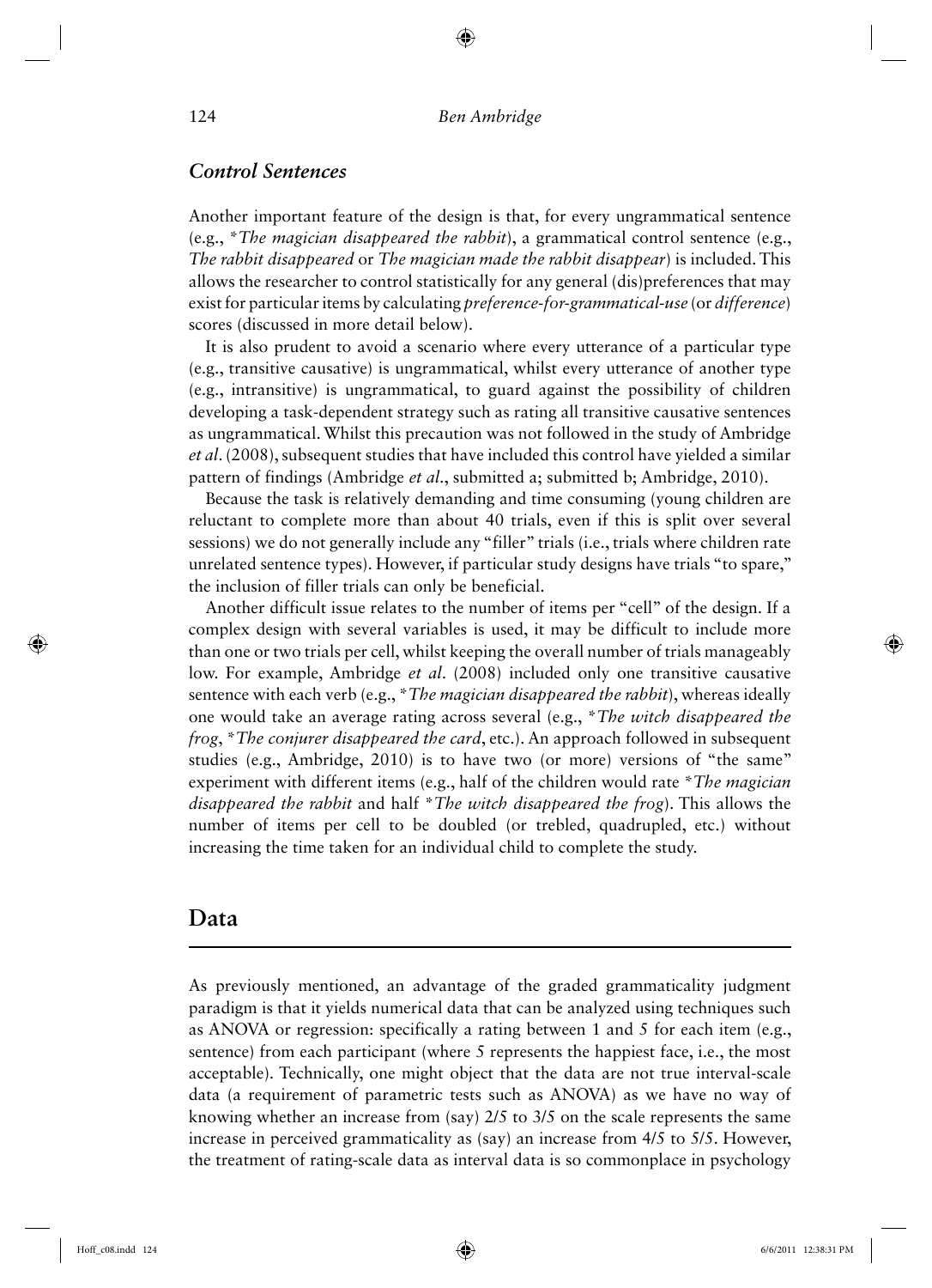### *Control Sentences*

Another important feature of the design is that, for every ungrammatical sentence (e.g., \**The magician disappeared the rabbit*), a grammatical control sentence (e.g., *The rabbit disappeared* or *The magician made the rabbit disappear*) is included. This allows the researcher to control statistically for any general (dis)preferences that may exist for particular items by calculating *preference-for-grammatical-use* (or *difference*) scores (discussed in more detail below).

It is also prudent to avoid a scenario where every utterance of a particular type (e.g., transitive causative) is ungrammatical, whilst every utterance of another type (e.g., intransitive) is ungrammatical, to guard against the possibility of children developing a task-dependent strategy such as rating all transitive causative sentences as ungrammatical. Whilst this precaution was not followed in the study of Ambridge *et al*. (2008), subsequent studies that have included this control have yielded a similar pattern of findings (Ambridge *et al*., submitted a; submitted b; Ambridge, 2010).

Because the task is relatively demanding and time consuming (young children are reluctant to complete more than about 40 trials, even if this is split over several sessions) we do not generally include any "filler" trials (i.e., trials where children rate unrelated sentence types). However, if particular study designs have trials "to spare," the inclusion of filler trials can only be beneficial.

Another difficult issue relates to the number of items per "cell" of the design. If a complex design with several variables is used, it may be difficult to include more than one or two trials per cell, whilst keeping the overall number of trials manageably low. For example, Ambridge *et al*. (2008) included only one transitive causative sentence with each verb (e.g., \**The magician disappeared the rabbit*), whereas ideally one would take an average rating across several (e.g., \**The witch disappeared the frog*, \**The conjurer disappeared the card*, etc.). An approach followed in subsequent studies (e.g., Ambridge, 2010) is to have two (or more) versions of "the same" experiment with different items (e.g., half of the children would rate \**The magician disappeared the rabbit* and half \**The witch disappeared the frog*). This allows the number of items per cell to be doubled (or trebled, quadrupled, etc.) without increasing the time taken for an individual child to complete the study.

## Data

As previously mentioned, an advantage of the graded grammaticality judgment paradigm is that it yields numerical data that can be analyzed using techniques such as ANOVA or regression: specifically a rating between 1 and 5 for each item (e.g., sentence) from each participant (where 5 represents the happiest face, i.e., the most acceptable). Technically, one might object that the data are not true interval-scale data (a requirement of parametric tests such as ANOVA) as we have no way of knowing whether an increase from (say) 2/5 to 3/5 on the scale represents the same increase in perceived grammaticality as (say) an increase from 4/5 to 5/5. However, the treatment of rating-scale data as interval data is so commonplace in psychology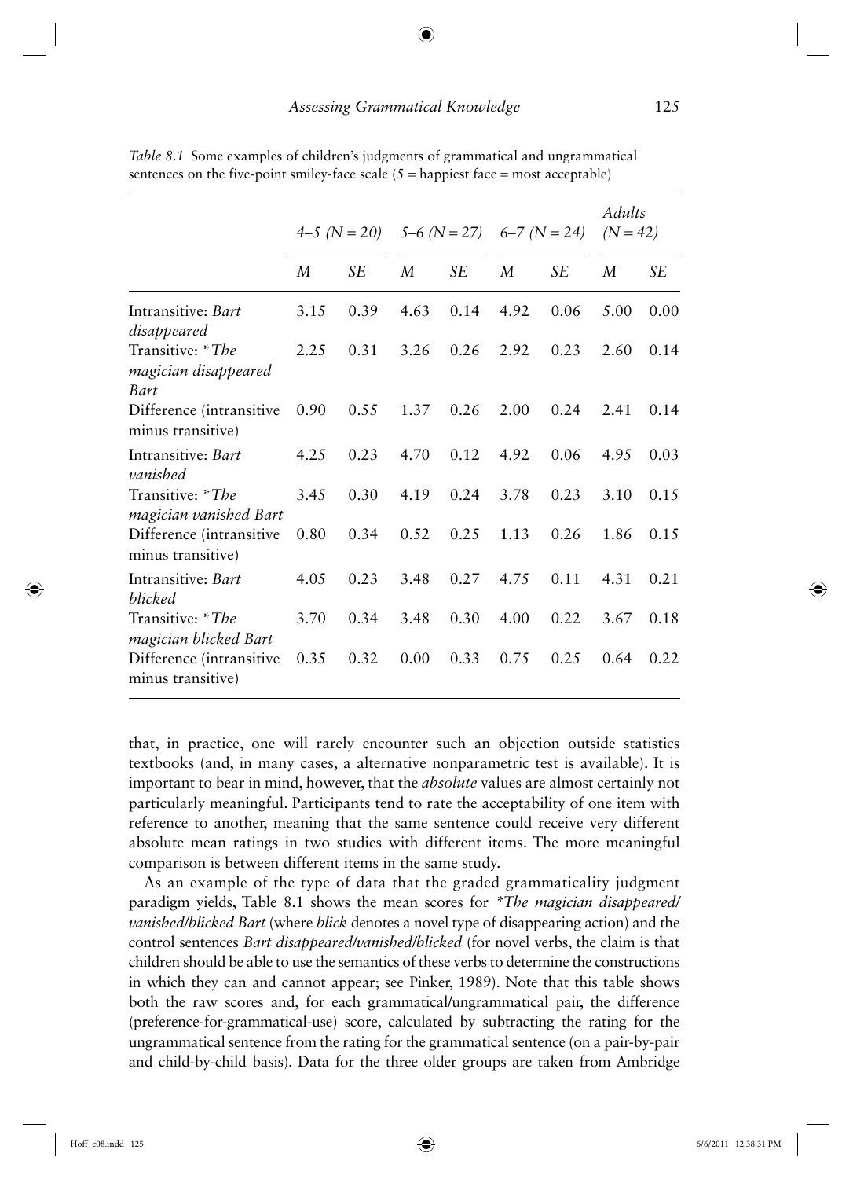*Table 8.1* Some examples of children's judgments of grammatical and ungrammatical sentences on the five-point smiley-face scale (5 = happiest face = most acceptable)

| | *4–5 (N = 20)* | | *5–6 (N = 27)* | | *6–7 (N = 24)* | | *Adults (N = 42)* | |
|---|---|---|---|---|---|---|---|---|
| | *M* | *SE* | *M* | *SE* | *M* | *SE* | *M* | *SE* |
| Intransitive: *Bart disappeared* | 3.15 | 0.39 | 4.63 | 0.14 | 4.92 | 0.06 | 5.00 | 0.00 |
| Transitive: **The magician disappeared Bart* | 2.25 | 0.31 | 3.26 | 0.26 | 2.92 | 0.23 | 2.60 | 0.14 |
| Difference (intransitive minus transitive) | 0.90 | 0.55 | 1.37 | 0.26 | 2.00 | 0.24 | 2.41 | 0.14 |
| Intransitive: *Bart vanished* | 4.25 | 0.23 | 4.70 | 0.12 | 4.92 | 0.06 | 4.95 | 0.03 |
| Transitive: **The magician vanished Bart* | 3.45 | 0.30 | 4.19 | 0.24 | 3.78 | 0.23 | 3.10 | 0.15 |
| Difference (intransitive minus transitive) | 0.80 | 0.34 | 0.52 | 0.25 | 1.13 | 0.26 | 1.86 | 0.15 |
| Intransitive: *Bart blicked* | 4.05 | 0.23 | 3.48 | 0.27 | 4.75 | 0.11 | 4.31 | 0.21 |
| Transitive: **The magician blicked Bart* | 3.70 | 0.34 | 3.48 | 0.30 | 4.00 | 0.22 | 3.67 | 0.18 |
| Difference (intransitive minus transitive) | 0.35 | 0.32 | 0.00 | 0.33 | 0.75 | 0.25 | 0.64 | 0.22 |

that, in practice, one will rarely encounter such an objection outside statistics textbooks (and, in many cases, a alternative nonparametric test is available). It is important to bear in mind, however, that the *absolute* values are almost certainly not particularly meaningful. Participants tend to rate the acceptability of one item with reference to another, meaning that the same sentence could receive very different absolute mean ratings in two studies with different items. The more meaningful comparison is between different items in the same study.

As an example of the type of data that the graded grammaticality judgment paradigm yields, Table 8.1 shows the mean scores for **The magician disappeared/vanished/blicked Bart* (where *blick* denotes a novel type of disappearing action) and the control sentences *Bart disappeared/vanished/blicked* (for novel verbs, the claim is that children should be able to use the semantics of these verbs to determine the constructions in which they can and cannot appear; see Pinker, 1989). Note that this table shows both the raw scores and, for each grammatical/ungrammatical pair, the difference (preference-for-grammatical-use) score, calculated by subtracting the rating for the ungrammatical sentence from the rating for the grammatical sentence (on a pair-by-pair and child-by-child basis). Data for the three older groups are taken from Ambridge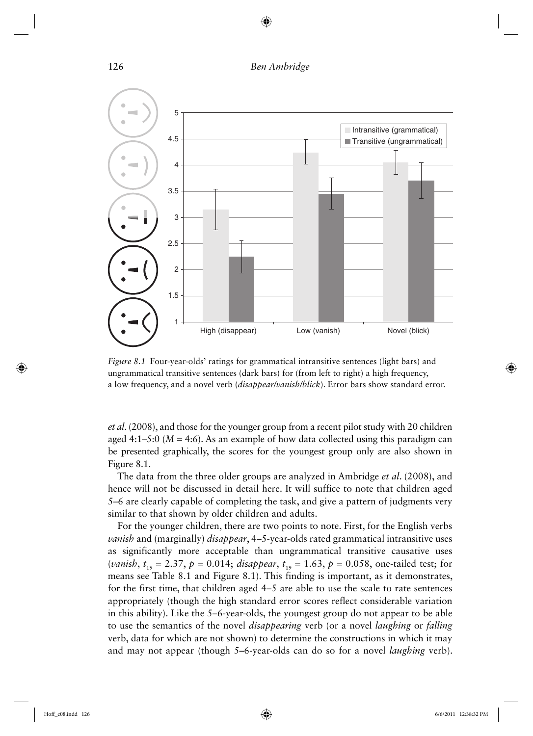*Figure 8.1* Four-year-olds' ratings for grammatical intransitive sentences (light bars) and ungrammatical transitive sentences (dark bars) for (from left to right) a high frequency, a low frequency, and a novel verb (*disappear/vanish/blick*). Error bars show standard error.

*et al.* (2008), and those for the younger group from a recent pilot study with 20 children aged 4:1–5:0 (*M* = 4:6). As an example of how data collected using this paradigm can be presented graphically, the scores for the youngest group only are also shown in Figure 8.1.

The data from the three older groups are analyzed in Ambridge *et al.* (2008), and hence will not be discussed in detail here. It will suffice to note that children aged 5–6 are clearly capable of completing the task, and give a pattern of judgments very similar to that shown by older children and adults.

For the younger children, there are two points to note. First, for the English verbs *vanish* and (marginally) *disappear*, 4–5-year-olds rated grammatical intransitive uses as significantly more acceptable than ungrammatical transitive causative uses (*vanish*, $t_{19} = 2.37$, $p = 0.014$; *disappear*, $t_{19} = 1.63$, $p = 0.058$, one-tailed test; for means see Table 8.1 and Figure 8.1). This finding is important, as it demonstrates, for the first time, that children aged 4–5 are able to use the scale to rate sentences appropriately (though the high standard error scores reflect considerable variation in this ability). Like the 5–6-year-olds, the youngest group do not appear to be able to use the semantics of the novel *disappearing* verb (or a novel *laughing* or *falling* verb, data for which are not shown) to determine the constructions in which it may and may not appear (though 5–6-year-olds can do so for a novel *laughing* verb).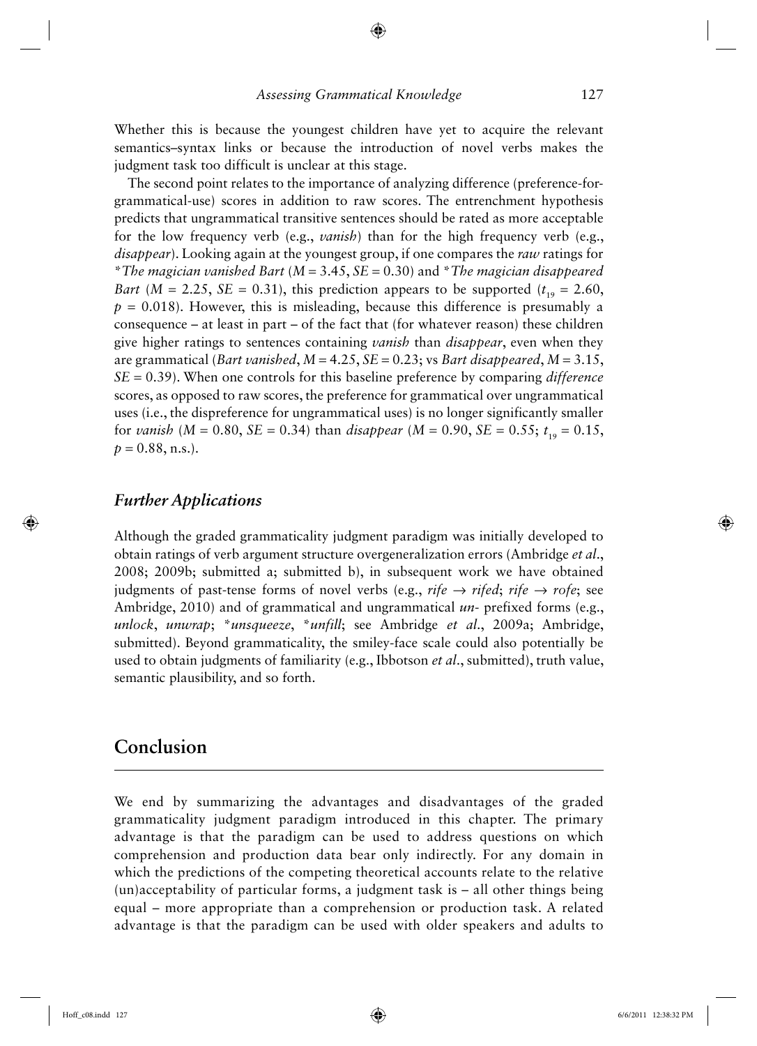Whether this is because the youngest children have yet to acquire the relevant semantics–syntax links or because the introduction of novel verbs makes the judgment task too difficult is unclear at this stage.

The second point relates to the importance of analyzing difference (preference-for-grammatical-use) scores in addition to raw scores. The entrenchment hypothesis predicts that ungrammatical transitive sentences should be rated as more acceptable for the low frequency verb (e.g., *vanish*) than for the high frequency verb (e.g., *disappear*). Looking again at the youngest group, if one compares the *raw* ratings for **The magician vanished Bart* ($M = 3.45$, $SE = 0.30$) and **The magician disappeared Bart* ($M = 2.25$, $SE = 0.31$), this prediction appears to be supported ($t_{19} = 2.60$, $p = 0.018$). However, this is misleading, because this difference is presumably a consequence – at least in part – of the fact that (for whatever reason) these children give higher ratings to sentences containing *vanish* than *disappear*, even when they are grammatical (*Bart vanished*, $M = 4.25$, $SE = 0.23$; vs *Bart disappeared*, $M = 3.15$, $SE = 0.39$). When one controls for this baseline preference by comparing *difference* scores, as opposed to raw scores, the preference for grammatical over ungrammatical uses (i.e., the dispreference for ungrammatical uses) is no longer significantly smaller for *vanish* ($M = 0.80$, $SE = 0.34$) than *disappear* ($M = 0.90$, $SE = 0.55$; $t_{19} = 0.15$, $p = 0.88$, n.s.).

### *Further Applications*

Although the graded grammaticality judgment paradigm was initially developed to obtain ratings of verb argument structure overgeneralization errors (Ambridge *et al*., 2008; 2009b; submitted a; submitted b), in subsequent work we have obtained judgments of past-tense forms of novel verbs (e.g., *rife* → *rifed*; *rife* → *rofe*; see Ambridge, 2010) and of grammatical and ungrammatical *un-* prefixed forms (e.g., *unlock*, *unwrap*; **unsqueeze*, **unfill*; see Ambridge *et al*., 2009a; Ambridge, submitted). Beyond grammaticality, the smiley-face scale could also potentially be used to obtain judgments of familiarity (e.g., Ibbotson *et al*., submitted), truth value, semantic plausibility, and so forth.

## Conclusion

We end by summarizing the advantages and disadvantages of the graded grammaticality judgment paradigm introduced in this chapter. The primary advantage is that the paradigm can be used to address questions on which comprehension and production data bear only indirectly. For any domain in which the predictions of the competing theoretical accounts relate to the relative (un)acceptability of particular forms, a judgment task is – all other things being equal – more appropriate than a comprehension or production task. A related advantage is that the paradigm can be used with older speakers and adults to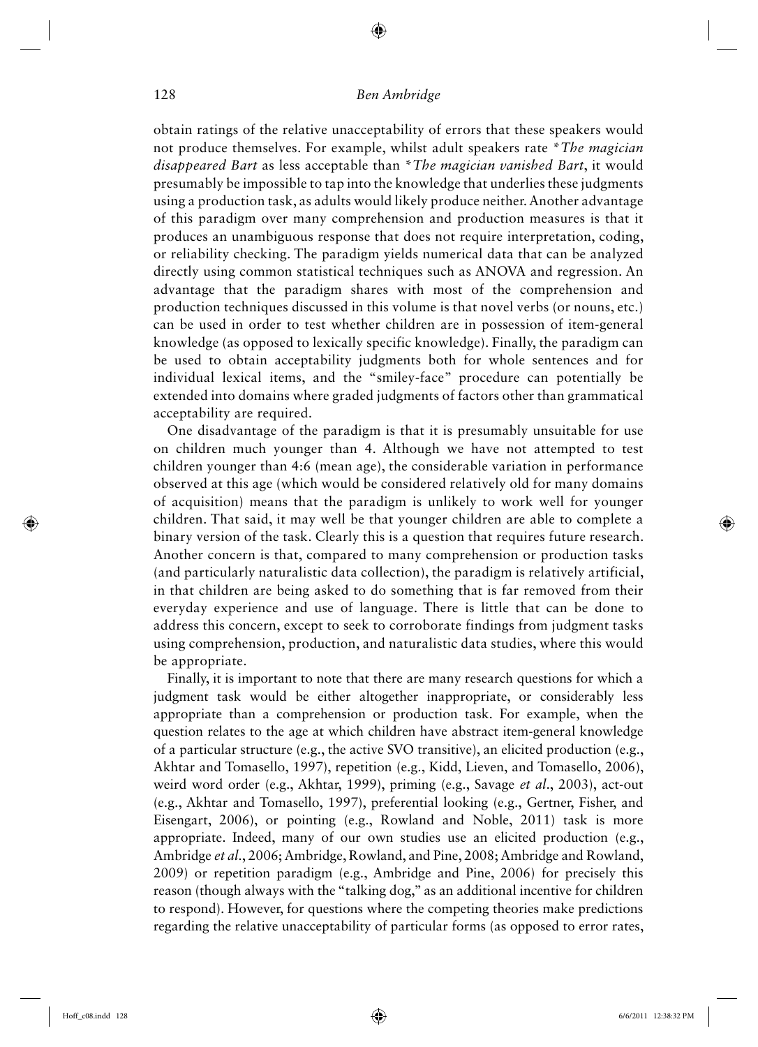obtain ratings of the relative unacceptability of errors that these speakers would not produce themselves. For example, whilst adult speakers rate **The magician disappeared Bart* as less acceptable than **The magician vanished Bart*, it would presumably be impossible to tap into the knowledge that underlies these judgments using a production task, as adults would likely produce neither. Another advantage of this paradigm over many comprehension and production measures is that it produces an unambiguous response that does not require interpretation, coding, or reliability checking. The paradigm yields numerical data that can be analyzed directly using common statistical techniques such as ANOVA and regression. An advantage that the paradigm shares with most of the comprehension and production techniques discussed in this volume is that novel verbs (or nouns, etc.) can be used in order to test whether children are in possession of item-general knowledge (as opposed to lexically specific knowledge). Finally, the paradigm can be used to obtain acceptability judgments both for whole sentences and for individual lexical items, and the "smiley-face" procedure can potentially be extended into domains where graded judgments of factors other than grammatical acceptability are required.

One disadvantage of the paradigm is that it is presumably unsuitable for use on children much younger than 4. Although we have not attempted to test children younger than 4:6 (mean age), the considerable variation in performance observed at this age (which would be considered relatively old for many domains of acquisition) means that the paradigm is unlikely to work well for younger children. That said, it may well be that younger children are able to complete a binary version of the task. Clearly this is a question that requires future research. Another concern is that, compared to many comprehension or production tasks (and particularly naturalistic data collection), the paradigm is relatively artificial, in that children are being asked to do something that is far removed from their everyday experience and use of language. There is little that can be done to address this concern, except to seek to corroborate findings from judgment tasks using comprehension, production, and naturalistic data studies, where this would be appropriate.

Finally, it is important to note that there are many research questions for which a judgment task would be either altogether inappropriate, or considerably less appropriate than a comprehension or production task. For example, when the question relates to the age at which children have abstract item-general knowledge of a particular structure (e.g., the active SVO transitive), an elicited production (e.g., Akhtar and Tomasello, 1997), repetition (e.g., Kidd, Lieven, and Tomasello, 2006), weird word order (e.g., Akhtar, 1999), priming (e.g., Savage *et al*., 2003), act-out (e.g., Akhtar and Tomasello, 1997), preferential looking (e.g., Gertner, Fisher, and Eisengart, 2006), or pointing (e.g., Rowland and Noble, 2011) task is more appropriate. Indeed, many of our own studies use an elicited production (e.g., Ambridge *et al*., 2006; Ambridge, Rowland, and Pine, 2008; Ambridge and Rowland, 2009) or repetition paradigm (e.g., Ambridge and Pine, 2006) for precisely this reason (though always with the "talking dog," as an additional incentive for children to respond). However, for questions where the competing theories make predictions regarding the relative unacceptability of particular forms (as opposed to error rates,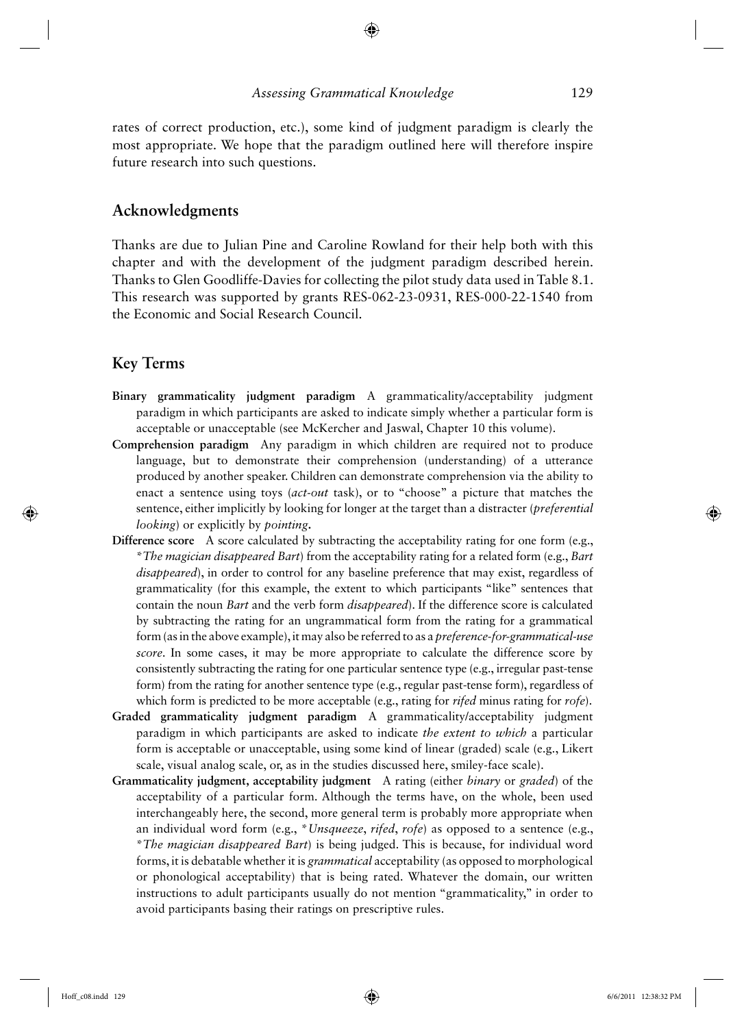rates of correct production, etc.), some kind of judgment paradigm is clearly the most appropriate. We hope that the paradigm outlined here will therefore inspire future research into such questions.

## Acknowledgments

Thanks are due to Julian Pine and Caroline Rowland for their help both with this chapter and with the development of the judgment paradigm described herein. Thanks to Glen Goodliffe-Davies for collecting the pilot study data used in Table 8.1. This research was supported by grants RES-062-23-0931, RES-000-22-1540 from the Economic and Social Research Council.

## Key Terms

**Binary grammaticality judgment paradigm** A grammaticality/acceptability judgment paradigm in which participants are asked to indicate simply whether a particular form is acceptable or unacceptable (see McKercher and Jaswal, Chapter 10 this volume).

**Comprehension paradigm** Any paradigm in which children are required not to produce language, but to demonstrate their comprehension (understanding) of a utterance produced by another speaker. Children can demonstrate comprehension via the ability to enact a sentence using toys (*act-out* task), or to "choose" a picture that matches the sentence, either implicitly by looking for longer at the target than a distracter (*preferential looking*) or explicitly by *pointing*.

**Difference score** A score calculated by subtracting the acceptability rating for one form (e.g., **The magician disappeared Bart*) from the acceptability rating for a related form (e.g., *Bart disappeared*), in order to control for any baseline preference that may exist, regardless of grammaticality (for this example, the extent to which participants "like" sentences that contain the noun *Bart* and the verb form *disappeared*). If the difference score is calculated by subtracting the rating for an ungrammatical form from the rating for a grammatical form (as in the above example), it may also be referred to as a *preference-for-grammatical-use score*. In some cases, it may be more appropriate to calculate the difference score by consistently subtracting the rating for one particular sentence type (e.g., irregular past-tense form) from the rating for another sentence type (e.g., regular past-tense form), regardless of which form is predicted to be more acceptable (e.g., rating for *rifed* minus rating for *rofe*).

**Graded grammaticality judgment paradigm** A grammaticality/acceptability judgment paradigm in which participants are asked to indicate *the extent to which* a particular form is acceptable or unacceptable, using some kind of linear (graded) scale (e.g., Likert scale, visual analog scale, or, as in the studies discussed here, smiley-face scale).

**Grammaticality judgment, acceptability judgment** A rating (either *binary* or *graded*) of the acceptability of a particular form. Although the terms have, on the whole, been used interchangeably here, the second, more general term is probably more appropriate when an individual word form (e.g., **Unsqueeze*, *rifed*, *rofe*) as opposed to a sentence (e.g., **The magician disappeared Bart*) is being judged. This is because, for individual word forms, it is debatable whether it is *grammatical* acceptability (as opposed to morphological or phonological acceptability) that is being rated. Whatever the domain, our written instructions to adult participants usually do not mention "grammaticality," in order to avoid participants basing their ratings on prescriptive rules.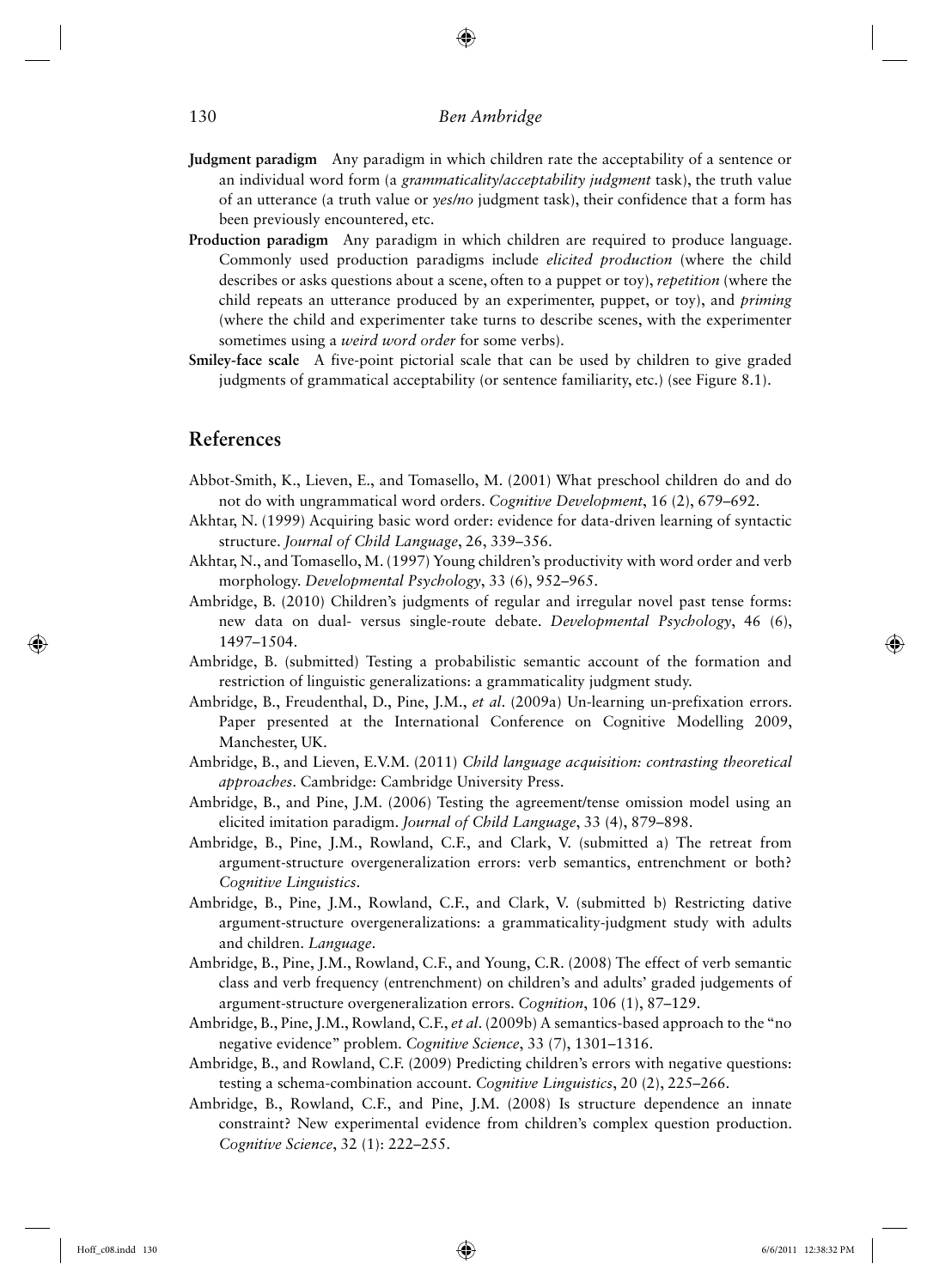**Judgment paradigm** Any paradigm in which children rate the acceptability of a sentence or an individual word form (a *grammaticality/acceptability judgment* task), the truth value of an utterance (a truth value or *yes/no* judgment task), their confidence that a form has been previously encountered, etc.

**Production paradigm** Any paradigm in which children are required to produce language. Commonly used production paradigms include *elicited production* (where the child describes or asks questions about a scene, often to a puppet or toy), *repetition* (where the child repeats an utterance produced by an experimenter, puppet, or toy), and *priming* (where the child and experimenter take turns to describe scenes, with the experimenter sometimes using a *weird word order* for some verbs).

**Smiley-face scale** A five-point pictorial scale that can be used by children to give graded judgments of grammatical acceptability (or sentence familiarity, etc.) (see Figure 8.1).

## References

Abbot-Smith, K., Lieven, E., and Tomasello, M. (2001) What preschool children do and do not do with ungrammatical word orders. *Cognitive Development*, 16 (2), 679–692.

Akhtar, N. (1999) Acquiring basic word order: evidence for data-driven learning of syntactic structure. *Journal of Child Language*, 26, 339–356.

Akhtar, N., and Tomasello, M. (1997) Young children's productivity with word order and verb morphology. *Developmental Psychology*, 33 (6), 952–965.

Ambridge, B. (2010) Children's judgments of regular and irregular novel past tense forms: new data on dual- versus single-route debate. *Developmental Psychology*, 46 (6), 1497–1504.

Ambridge, B. (submitted) Testing a probabilistic semantic account of the formation and restriction of linguistic generalizations: a grammaticality judgment study.

Ambridge, B., Freudenthal, D., Pine, J.M., *et al*. (2009a) Un-learning un-prefixation errors. Paper presented at the International Conference on Cognitive Modelling 2009, Manchester, UK.

Ambridge, B., and Lieven, E.V.M. (2011) *Child language acquisition: contrasting theoretical approaches*. Cambridge: Cambridge University Press.

Ambridge, B., and Pine, J.M. (2006) Testing the agreement/tense omission model using an elicited imitation paradigm. *Journal of Child Language*, 33 (4), 879–898.

Ambridge, B., Pine, J.M., Rowland, C.F., and Clark, V. (submitted a) The retreat from argument-structure overgeneralization errors: verb semantics, entrenchment or both? *Cognitive Linguistics*.

Ambridge, B., Pine, J.M., Rowland, C.F., and Clark, V. (submitted b) Restricting dative argument-structure overgeneralizations: a grammaticality-judgment study with adults and children. *Language*.

Ambridge, B., Pine, J.M., Rowland, C.F., and Young, C.R. (2008) The effect of verb semantic class and verb frequency (entrenchment) on children's and adults' graded judgements of argument-structure overgeneralization errors. *Cognition*, 106 (1), 87–129.

Ambridge, B., Pine, J.M., Rowland, C.F., *et al*. (2009b) A semantics-based approach to the "no negative evidence" problem. *Cognitive Science*, 33 (7), 1301–1316.

Ambridge, B., and Rowland, C.F. (2009) Predicting children's errors with negative questions: testing a schema-combination account. *Cognitive Linguistics*, 20 (2), 225–266.

Ambridge, B., Rowland, C.F., and Pine, J.M. (2008) Is structure dependence an innate constraint? New experimental evidence from children's complex question production. *Cognitive Science*, 32 (1): 222–255.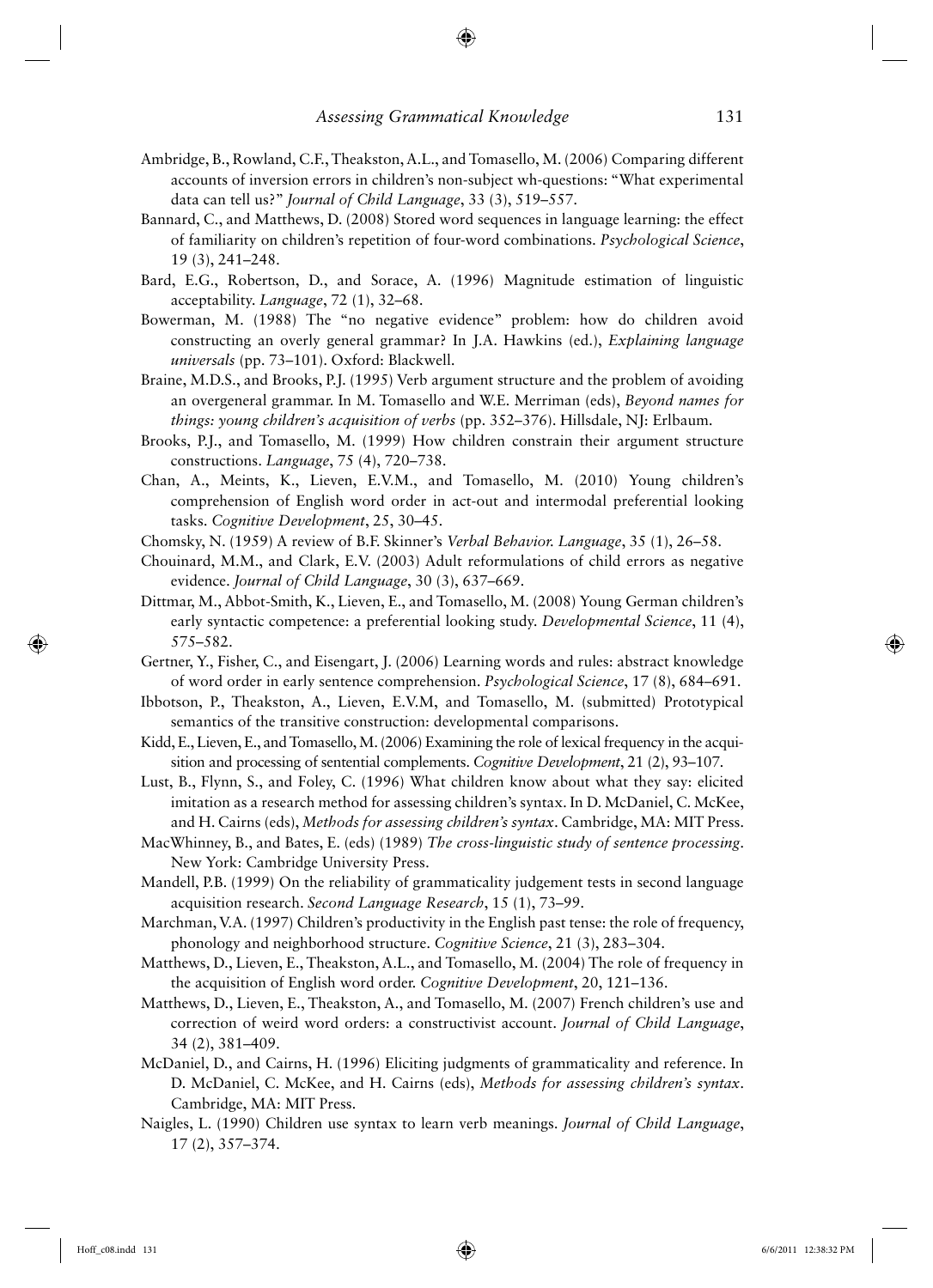Ambridge, B., Rowland, C.F., Theakston, A.L., and Tomasello, M. (2006) Comparing different accounts of inversion errors in children's non-subject wh-questions: "What experimental data can tell us?" *Journal of Child Language*, 33 (3), 519–557.

Bannard, C., and Matthews, D. (2008) Stored word sequences in language learning: the effect of familiarity on children's repetition of four-word combinations. *Psychological Science*, 19 (3), 241–248.

Bard, E.G., Robertson, D., and Sorace, A. (1996) Magnitude estimation of linguistic acceptability. *Language*, 72 (1), 32–68.

Bowerman, M. (1988) The "no negative evidence" problem: how do children avoid constructing an overly general grammar? In J.A. Hawkins (ed.), *Explaining language universals* (pp. 73–101). Oxford: Blackwell.

Braine, M.D.S., and Brooks, P.J. (1995) Verb argument structure and the problem of avoiding an overgeneral grammar. In M. Tomasello and W.E. Merriman (eds), *Beyond names for things: young children's acquisition of verbs* (pp. 352–376). Hillsdale, NJ: Erlbaum.

Brooks, P.J., and Tomasello, M. (1999) How children constrain their argument structure constructions. *Language*, 75 (4), 720–738.

Chan, A., Meints, K., Lieven, E.V.M., and Tomasello, M. (2010) Young children's comprehension of English word order in act-out and intermodal preferential looking tasks. *Cognitive Development*, 25, 30–45.

Chomsky, N. (1959) A review of B.F. Skinner's *Verbal Behavior*. *Language*, 35 (1), 26–58.

Chouinard, M.M., and Clark, E.V. (2003) Adult reformulations of child errors as negative evidence. *Journal of Child Language*, 30 (3), 637–669.

Dittmar, M., Abbot-Smith, K., Lieven, E., and Tomasello, M. (2008) Young German children's early syntactic competence: a preferential looking study. *Developmental Science*, 11 (4), 575–582.

Gertner, Y., Fisher, C., and Eisengart, J. (2006) Learning words and rules: abstract knowledge of word order in early sentence comprehension. *Psychological Science*, 17 (8), 684–691.

Ibbotson, P., Theakston, A., Lieven, E.V.M, and Tomasello, M. (submitted) Prototypical semantics of the transitive construction: developmental comparisons.

Kidd, E., Lieven, E., and Tomasello, M. (2006) Examining the role of lexical frequency in the acquisition and processing of sentential complements. *Cognitive Development*, 21 (2), 93–107.

Lust, B., Flynn, S., and Foley, C. (1996) What children know about what they say: elicited imitation as a research method for assessing children's syntax. In D. McDaniel, C. McKee, and H. Cairns (eds), *Methods for assessing children's syntax*. Cambridge, MA: MIT Press.

MacWhinney, B., and Bates, E. (eds) (1989) *The cross-linguistic study of sentence processing*. New York: Cambridge University Press.

Mandell, P.B. (1999) On the reliability of grammaticality judgement tests in second language acquisition research. *Second Language Research*, 15 (1), 73–99.

Marchman, V.A. (1997) Children's productivity in the English past tense: the role of frequency, phonology and neighborhood structure. *Cognitive Science*, 21 (3), 283–304.

Matthews, D., Lieven, E., Theakston, A.L., and Tomasello, M. (2004) The role of frequency in the acquisition of English word order. *Cognitive Development*, 20, 121–136.

Matthews, D., Lieven, E., Theakston, A., and Tomasello, M. (2007) French children's use and correction of weird word orders: a constructivist account. *Journal of Child Language*, 34 (2), 381–409.

McDaniel, D., and Cairns, H. (1996) Eliciting judgments of grammaticality and reference. In D. McDaniel, C. McKee, and H. Cairns (eds), *Methods for assessing children's syntax*. Cambridge, MA: MIT Press.

Naigles, L. (1990) Children use syntax to learn verb meanings. *Journal of Child Language*, 17 (2), 357–374.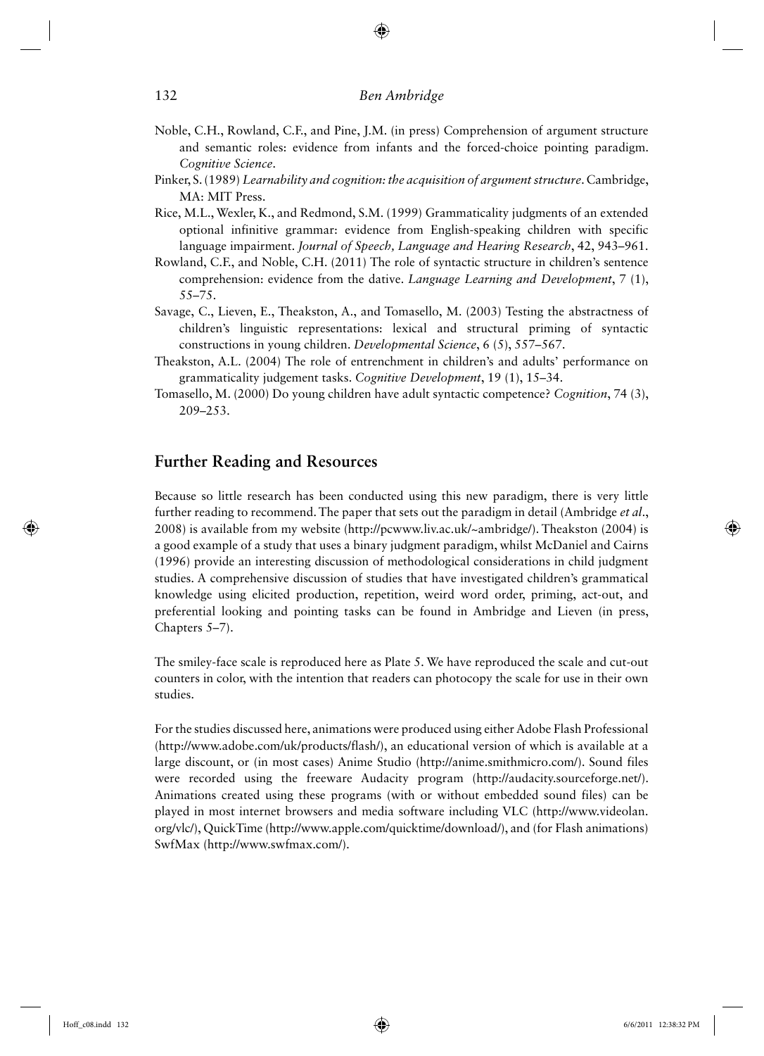Noble, C.H., Rowland, C.F., and Pine, J.M. (in press) Comprehension of argument structure and semantic roles: evidence from infants and the forced-choice pointing paradigm. *Cognitive Science*.

Pinker, S. (1989) *Learnability and cognition: the acquisition of argument structure*. Cambridge, MA: MIT Press.

Rice, M.L., Wexler, K., and Redmond, S.M. (1999) Grammaticality judgments of an extended optional infinitive grammar: evidence from English-speaking children with specific language impairment. *Journal of Speech, Language and Hearing Research*, 42, 943–961.

Rowland, C.F., and Noble, C.H. (2011) The role of syntactic structure in children's sentence comprehension: evidence from the dative. *Language Learning and Development*, 7 (1), 55–75.

Savage, C., Lieven, E., Theakston, A., and Tomasello, M. (2003) Testing the abstractness of children's linguistic representations: lexical and structural priming of syntactic constructions in young children. *Developmental Science*, 6 (5), 557–567.

Theakston, A.L. (2004) The role of entrenchment in children's and adults' performance on grammaticality judgement tasks. *Cognitive Development*, 19 (1), 15–34.

Tomasello, M. (2000) Do young children have adult syntactic competence? *Cognition*, 74 (3), 209–253.

## Further Reading and Resources

Because so little research has been conducted using this new paradigm, there is very little further reading to recommend. The paper that sets out the paradigm in detail (Ambridge *et al*., 2008) is available from my website (http://pcwww.liv.ac.uk/~ambridge/). Theakston (2004) is a good example of a study that uses a binary judgment paradigm, whilst McDaniel and Cairns (1996) provide an interesting discussion of methodological considerations in child judgment studies. A comprehensive discussion of studies that have investigated children's grammatical knowledge using elicited production, repetition, weird word order, priming, act-out, and preferential looking and pointing tasks can be found in Ambridge and Lieven (in press, Chapters 5–7).

The smiley-face scale is reproduced here as Plate 5. We have reproduced the scale and cut-out counters in color, with the intention that readers can photocopy the scale for use in their own studies.

For the studies discussed here, animations were produced using either Adobe Flash Professional (http://www.adobe.com/uk/products/flash/), an educational version of which is available at a large discount, or (in most cases) Anime Studio (http://anime.smithmicro.com/). Sound files were recorded using the freeware Audacity program (http://audacity.sourceforge.net/). Animations created using these programs (with or without embedded sound files) can be played in most internet browsers and media software including VLC (http://www.videolan.org/vlc/), QuickTime (http://www.apple.com/quicktime/download/), and (for Flash animations) SwfMax (http://www.swfmax.com/).